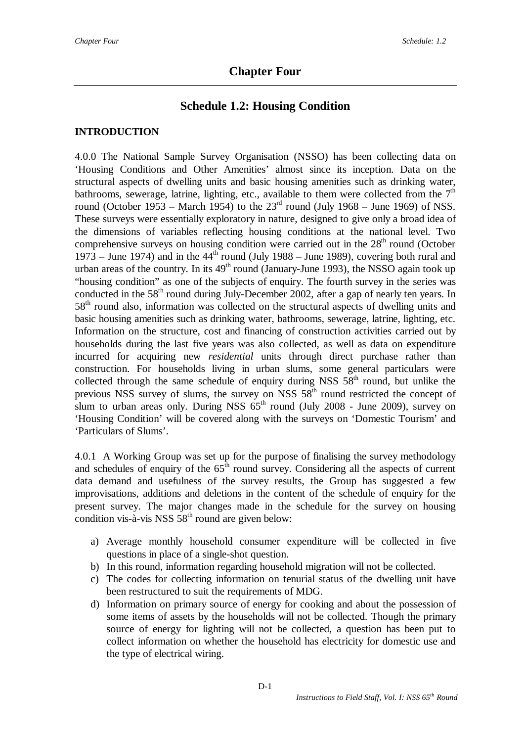# Chapter Four

## Schedule 1.2: Housing Condition

### INTRODUCTION

4.0.0 The National Sample Survey Organisation (NSSO) has been collecting data on 'Housing Conditions and Other Amenities' almost since its inception. Data on the structural aspects of dwelling units and basic housing amenities such as drinking water, bathrooms, sewerage, latrine, lighting, etc., available to them were collected from the 7th round (October 1953 – March 1954) to the 23rd round (July 1968 – June 1969) of NSS. These surveys were essentially exploratory in nature, designed to give only a broad idea of the dimensions of variables reflecting housing conditions at the national level. Two comprehensive surveys on housing condition were carried out in the 28th round (October 1973 – June 1974) and in the 44th round (July 1988 – June 1989), covering both rural and urban areas of the country. In its 49th round (January-June 1993), the NSSO again took up "housing condition" as one of the subjects of enquiry. The fourth survey in the series was conducted in the 58th round during July-December 2002, after a gap of nearly ten years. In 58th round also, information was collected on the structural aspects of dwelling units and basic housing amenities such as drinking water, bathrooms, sewerage, latrine, lighting, etc. Information on the structure, cost and financing of construction activities carried out by households during the last five years was also collected, as well as data on expenditure incurred for acquiring new *residential* units through direct purchase rather than construction. For households living in urban slums, some general particulars were collected through the same schedule of enquiry during NSS 58th round, but unlike the previous NSS survey of slums, the survey on NSS 58th round restricted the concept of slum to urban areas only. During NSS 65th round (July 2008 - June 2009), survey on 'Housing Condition' will be covered along with the surveys on 'Domestic Tourism' and 'Particulars of Slums'.

4.0.1 A Working Group was set up for the purpose of finalising the survey methodology and schedules of enquiry of the 65th round survey. Considering all the aspects of current data demand and usefulness of the survey results, the Group has suggested a few improvisations, additions and deletions in the content of the schedule of enquiry for the present survey. The major changes made in the schedule for the survey on housing condition vis-à-vis NSS 58th round are given below:

a) Average monthly household consumer expenditure will be collected in five questions in place of a single-shot question.
b) In this round, information regarding household migration will not be collected.
c) The codes for collecting information on tenurial status of the dwelling unit have been restructured to suit the requirements of MDG.
d) Information on primary source of energy for cooking and about the possession of some items of assets by the households will not be collected. Though the primary source of energy for lighting will not be collected, a question has been put to collect information on whether the household has electricity for domestic use and the type of electrical wiring.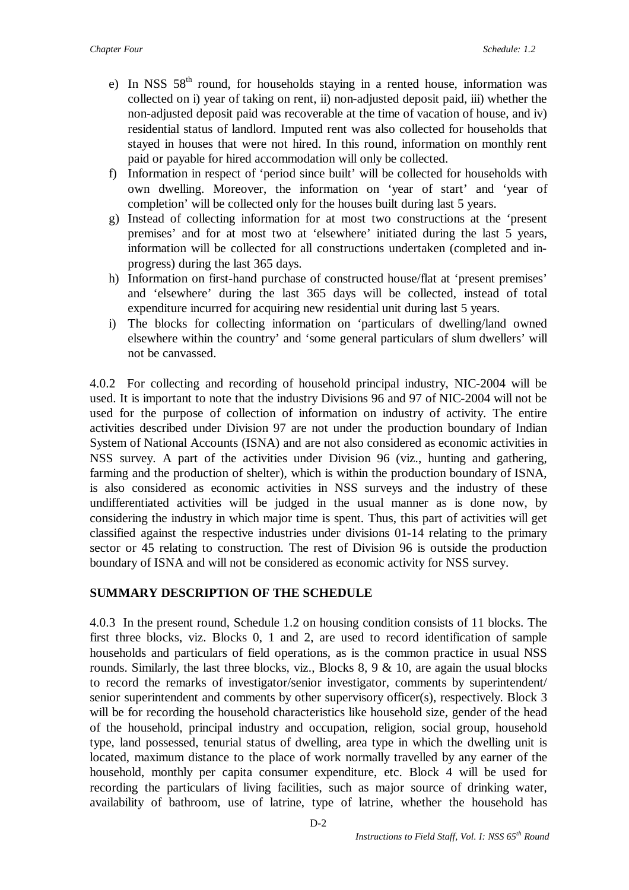e) In NSS 58th round, for households staying in a rented house, information was collected on i) year of taking on rent, ii) non-adjusted deposit paid, iii) whether the non-adjusted deposit paid was recoverable at the time of vacation of house, and iv) residential status of landlord. Imputed rent was also collected for households that stayed in houses that were not hired. In this round, information on monthly rent paid or payable for hired accommodation will only be collected.

f) Information in respect of 'period since built' will be collected for households with own dwelling. Moreover, the information on 'year of start' and 'year of completion' will be collected only for the houses built during last 5 years.

g) Instead of collecting information for at most two constructions at the 'present premises' and for at most two at 'elsewhere' initiated during the last 5 years, information will be collected for all constructions undertaken (completed and in-progress) during the last 365 days.

h) Information on first-hand purchase of constructed house/flat at 'present premises' and 'elsewhere' during the last 365 days will be collected, instead of total expenditure incurred for acquiring new residential unit during last 5 years.

i) The blocks for collecting information on 'particulars of dwelling/land owned elsewhere within the country' and 'some general particulars of slum dwellers' will not be canvassed.

4.0.2 For collecting and recording of household principal industry, NIC-2004 will be used. It is important to note that the industry Divisions 96 and 97 of NIC-2004 will not be used for the purpose of collection of information on industry of activity. The entire activities described under Division 97 are not under the production boundary of Indian System of National Accounts (ISNA) and are not also considered as economic activities in NSS survey. A part of the activities under Division 96 (viz., hunting and gathering, farming and the production of shelter), which is within the production boundary of ISNA, is also considered as economic activities in NSS surveys and the industry of these undifferentiated activities will be judged in the usual manner as is done now, by considering the industry in which major time is spent. Thus, this part of activities will get classified against the respective industries under divisions 01-14 relating to the primary sector or 45 relating to construction. The rest of Division 96 is outside the production boundary of ISNA and will not be considered as economic activity for NSS survey.

## SUMMARY DESCRIPTION OF THE SCHEDULE

4.0.3 In the present round, Schedule 1.2 on housing condition consists of 11 blocks. The first three blocks, viz. Blocks 0, 1 and 2, are used to record identification of sample households and particulars of field operations, as is the common practice in usual NSS rounds. Similarly, the last three blocks, viz., Blocks 8, 9 & 10, are again the usual blocks to record the remarks of investigator/senior investigator, comments by superintendent/ senior superintendent and comments by other supervisory officer(s), respectively. Block 3 will be for recording the household characteristics like household size, gender of the head of the household, principal industry and occupation, religion, social group, household type, land possessed, tenurial status of dwelling, area type in which the dwelling unit is located, maximum distance to the place of work normally travelled by any earner of the household, monthly per capita consumer expenditure, etc. Block 4 will be used for recording the particulars of living facilities, such as major source of drinking water, availability of bathroom, use of latrine, type of latrine, whether the household has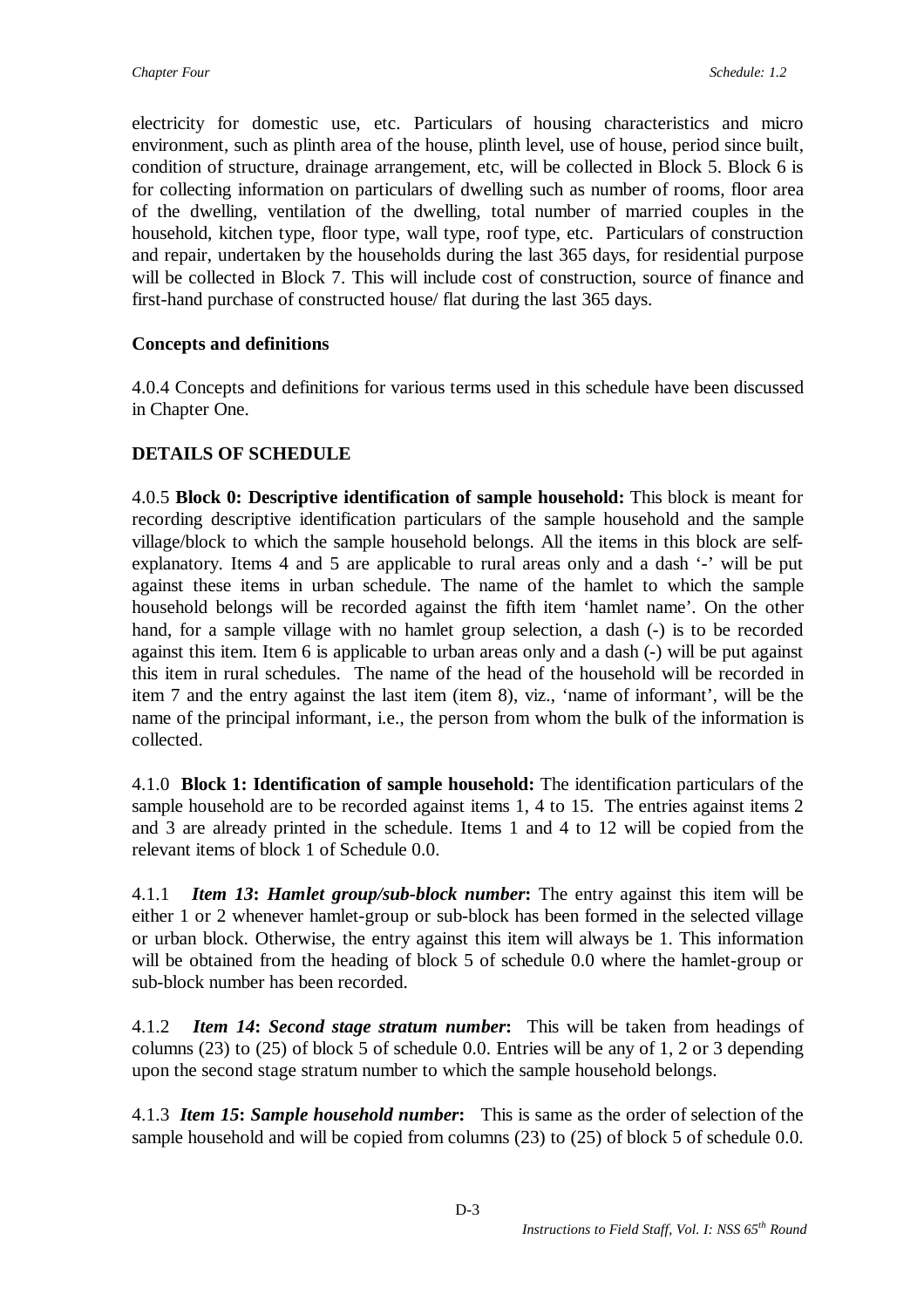electricity for domestic use, etc. Particulars of housing characteristics and micro environment, such as plinth area of the house, plinth level, use of house, period since built, condition of structure, drainage arrangement, etc, will be collected in Block 5. Block 6 is for collecting information on particulars of dwelling such as number of rooms, floor area of the dwelling, ventilation of the dwelling, total number of married couples in the household, kitchen type, floor type, wall type, roof type, etc. Particulars of construction and repair, undertaken by the households during the last 365 days, for residential purpose will be collected in Block 7. This will include cost of construction, source of finance and first-hand purchase of constructed house/ flat during the last 365 days.

**Concepts and definitions**

4.0.4 Concepts and definitions for various terms used in this schedule have been discussed in Chapter One.

**DETAILS OF SCHEDULE**

4.0.5 **Block 0: Descriptive identification of sample household:** This block is meant for recording descriptive identification particulars of the sample household and the sample village/block to which the sample household belongs. All the items in this block are self-explanatory. Items 4 and 5 are applicable to rural areas only and a dash '-' will be put against these items in urban schedule. The name of the hamlet to which the sample household belongs will be recorded against the fifth item 'hamlet name'. On the other hand, for a sample village with no hamlet group selection, a dash (-) is to be recorded against this item. Item 6 is applicable to urban areas only and a dash (-) will be put against this item in rural schedules. The name of the head of the household will be recorded in item 7 and the entry against the last item (item 8), viz., 'name of informant', will be the name of the principal informant, i.e., the person from whom the bulk of the information is collected.

4.1.0 **Block 1: Identification of sample household:** The identification particulars of the sample household are to be recorded against items 1, 4 to 15. The entries against items 2 and 3 are already printed in the schedule. Items 1 and 4 to 12 will be copied from the relevant items of block 1 of Schedule 0.0.

4.1.1 ***Item 13*: *Hamlet group/sub-block number*:** The entry against this item will be either 1 or 2 whenever hamlet-group or sub-block has been formed in the selected village or urban block. Otherwise, the entry against this item will always be 1. This information will be obtained from the heading of block 5 of schedule 0.0 where the hamlet-group or sub-block number has been recorded.

4.1.2 ***Item 14*: *Second stage stratum number*:** This will be taken from headings of columns (23) to (25) of block 5 of schedule 0.0. Entries will be any of 1, 2 or 3 depending upon the second stage stratum number to which the sample household belongs.

4.1.3 ***Item 15*: *Sample household number*:** This is same as the order of selection of the sample household and will be copied from columns (23) to (25) of block 5 of schedule 0.0.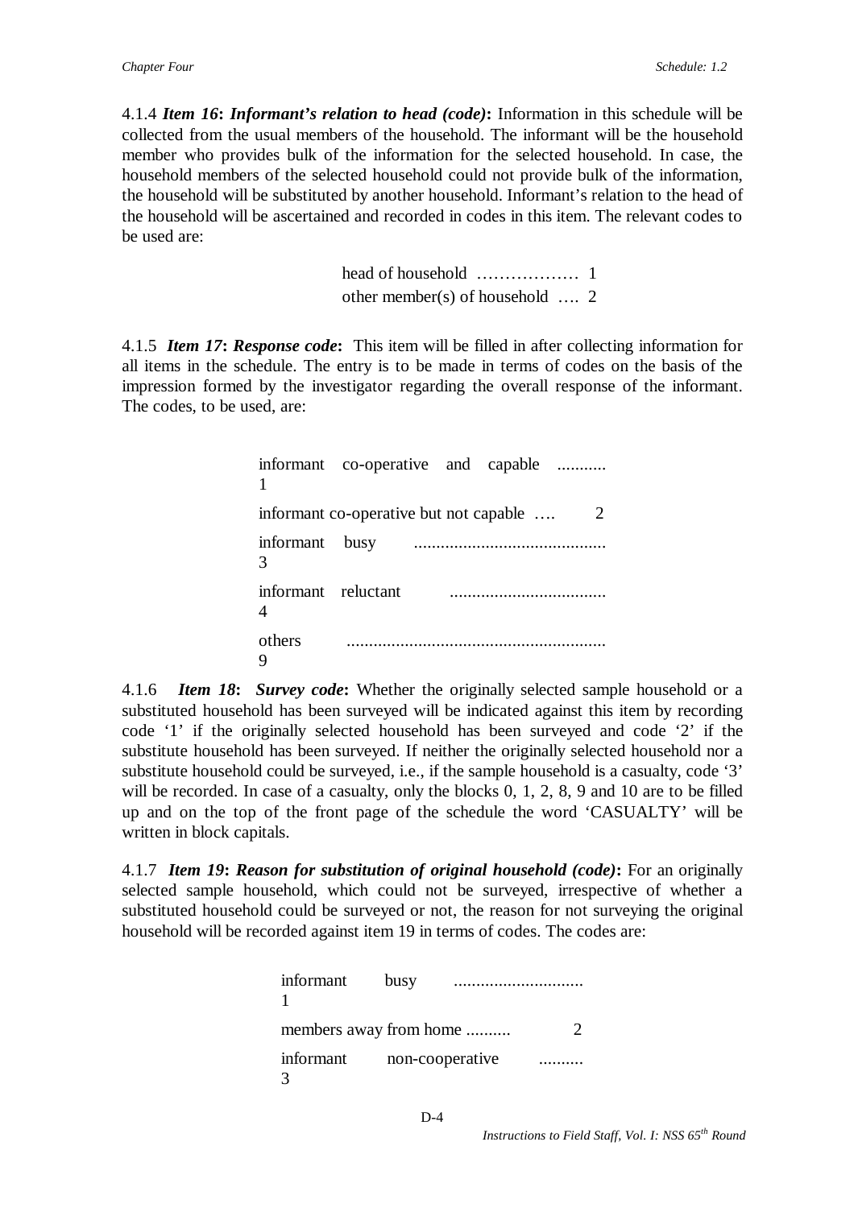4.1.4 ***Item 16*: *Informant's relation to head (code)*:** Information in this schedule will be collected from the usual members of the household. The informant will be the household member who provides bulk of the information for the selected household. In case, the household members of the selected household could not provide bulk of the information, the household will be substituted by another household. Informant's relation to the head of the household will be ascertained and recorded in codes in this item. The relevant codes to be used are:

head of household ……………… 1
other member(s) of household …. 2

4.1.5 ***Item 17*: *Response code*:** This item will be filled in after collecting information for all items in the schedule. The entry is to be made in terms of codes on the basis of the impression formed by the investigator regarding the overall response of the informant. The codes, to be used, are:

informant co-operative and capable ........... 1
informant co-operative but not capable …. 2
informant busy ........................................... 3
informant reluctant .................................. 4
others .......................................................... 9

4.1.6 ***Item 18*: *Survey code*:** Whether the originally selected sample household or a substituted household has been surveyed will be indicated against this item by recording code '1' if the originally selected household has been surveyed and code '2' if the substitute household has been surveyed. If neither the originally selected household nor a substitute household could be surveyed, i.e., if the sample household is a casualty, code '3' will be recorded. In case of a casualty, only the blocks 0, 1, 2, 8, 9 and 10 are to be filled up and on the top of the front page of the schedule the word 'CASUALTY' will be written in block capitals.

4.1.7 ***Item 19*: *Reason for substitution of original household (code)*:** For an originally selected sample household, which could not be surveyed, irrespective of whether a substituted household could be surveyed or not, the reason for not surveying the original household will be recorded against item 19 in terms of codes. The codes are:

informant busy ............................ 1
members away from home .......... 2
informant non-cooperative .......... 3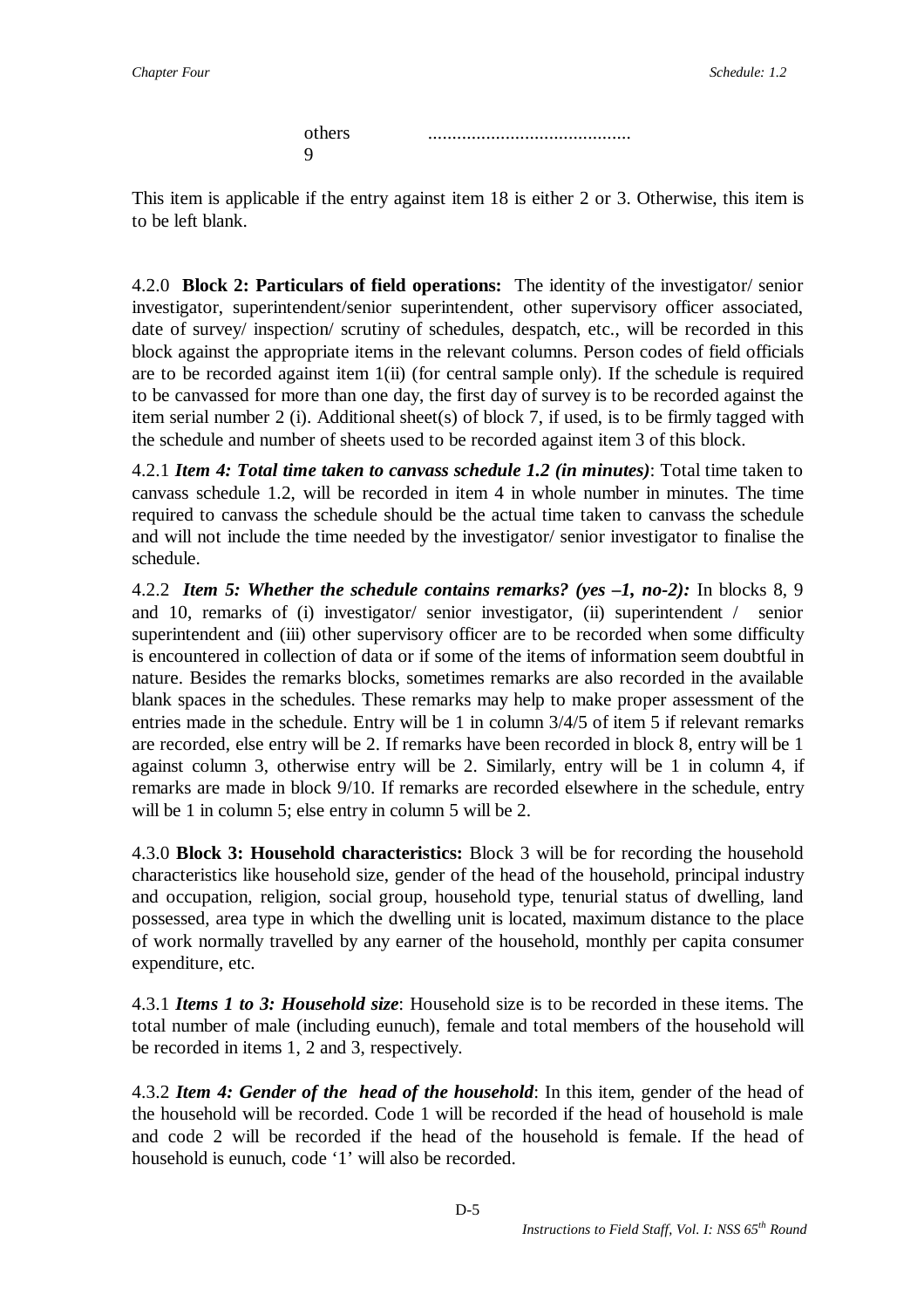others .......................................... 9

This item is applicable if the entry against item 18 is either 2 or 3. Otherwise, this item is to be left blank.

4.2.0 **Block 2: Particulars of field operations:** The identity of the investigator/ senior investigator, superintendent/senior superintendent, other supervisory officer associated, date of survey/ inspection/ scrutiny of schedules, despatch, etc., will be recorded in this block against the appropriate items in the relevant columns. Person codes of field officials are to be recorded against item 1(ii) (for central sample only). If the schedule is required to be canvassed for more than one day, the first day of survey is to be recorded against the item serial number 2 (i). Additional sheet(s) of block 7, if used, is to be firmly tagged with the schedule and number of sheets used to be recorded against item 3 of this block.

4.2.1 ***Item 4: Total time taken to canvass schedule 1.2 (in minutes)***: Total time taken to canvass schedule 1.2, will be recorded in item 4 in whole number in minutes. The time required to canvass the schedule should be the actual time taken to canvass the schedule and will not include the time needed by the investigator/ senior investigator to finalise the schedule.

4.2.2 ***Item 5: Whether the schedule contains remarks? (yes –1, no-2):*** In blocks 8, 9 and 10, remarks of (i) investigator/ senior investigator, (ii) superintendent / senior superintendent and (iii) other supervisory officer are to be recorded when some difficulty is encountered in collection of data or if some of the items of information seem doubtful in nature. Besides the remarks blocks, sometimes remarks are also recorded in the available blank spaces in the schedules. These remarks may help to make proper assessment of the entries made in the schedule. Entry will be 1 in column 3/4/5 of item 5 if relevant remarks are recorded, else entry will be 2. If remarks have been recorded in block 8, entry will be 1 against column 3, otherwise entry will be 2. Similarly, entry will be 1 in column 4, if remarks are made in block 9/10. If remarks are recorded elsewhere in the schedule, entry will be 1 in column 5; else entry in column 5 will be 2.

4.3.0 **Block 3: Household characteristics:** Block 3 will be for recording the household characteristics like household size, gender of the head of the household, principal industry and occupation, religion, social group, household type, tenurial status of dwelling, land possessed, area type in which the dwelling unit is located, maximum distance to the place of work normally travelled by any earner of the household, monthly per capita consumer expenditure, etc.

4.3.1 ***Items 1 to 3: Household size***: Household size is to be recorded in these items. The total number of male (including eunuch), female and total members of the household will be recorded in items 1, 2 and 3, respectively.

4.3.2 ***Item 4: Gender of the head of the household***: In this item, gender of the head of the household will be recorded. Code 1 will be recorded if the head of household is male and code 2 will be recorded if the head of the household is female. If the head of household is eunuch, code '1' will also be recorded.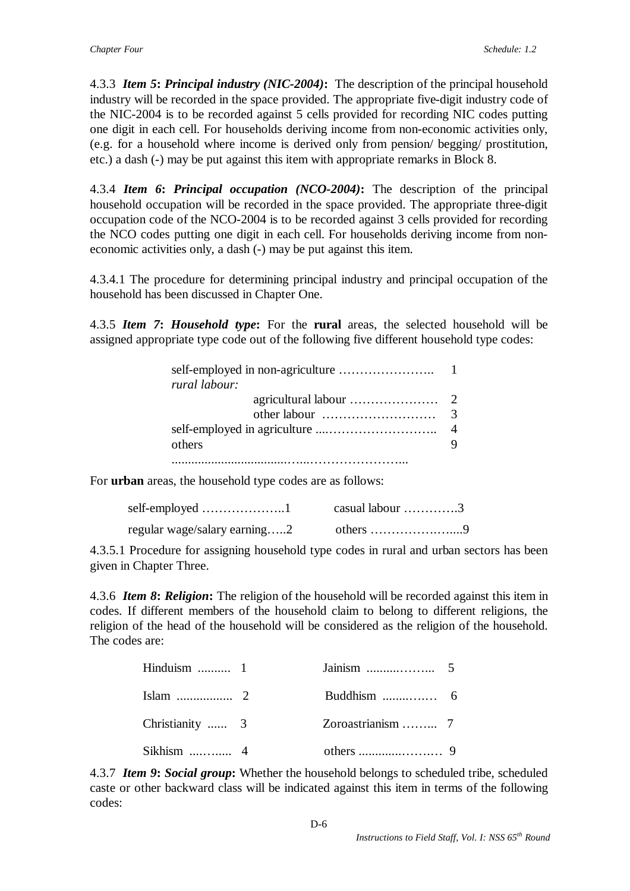4.3.3 ***Item 5*: *Principal industry (NIC-2004)*:** The description of the principal household industry will be recorded in the space provided. The appropriate five-digit industry code of the NIC-2004 is to be recorded against 5 cells provided for recording NIC codes putting one digit in each cell. For households deriving income from non-economic activities only, (e.g. for a household where income is derived only from pension/ begging/ prostitution, etc.) a dash (-) may be put against this item with appropriate remarks in Block 8.

4.3.4 ***Item 6*: *Principal occupation (NCO-2004)*:** The description of the principal household occupation will be recorded in the space provided. The appropriate three-digit occupation code of the NCO-2004 is to be recorded against 3 cells provided for recording the NCO codes putting one digit in each cell. For households deriving income from non-economic activities only, a dash (-) may be put against this item.

4.3.4.1 The procedure for determining principal industry and principal occupation of the household has been discussed in Chapter One.

4.3.5 ***Item 7*: *Household type*:** For the **rural** areas, the selected household will be assigned appropriate type code out of the following five different household type codes:

| | |
|---|---|
| self-employed in non-agriculture ………………….. | 1 |
| *rural labour:* | |
| agricultural labour ………………… | 2 |
| other labour ……………………… | 3 |
| self-employed in agriculture ...…………………….. | 4 |
| others ..................................…...………………….. | 9 |

For **urban** areas, the household type codes are as follows:

| | |
|---|---|
| self-employed ………………..1 | casual labour ………….3 |
| regular wage/salary earning…..2 | others ……………….…....9 |

4.3.5.1 Procedure for assigning household type codes in rural and urban sectors has been given in Chapter Three.

4.3.6 ***Item 8*: *Religion*:** The religion of the household will be recorded against this item in codes. If different members of the household claim to belong to different religions, the religion of the head of the household will be considered as the religion of the household. The codes are:

| | | | |
|---|---|---|---|
| Hinduism .......... | 1 | Jainism .........…….. | 5 |
| Islam ................. | 2 | Buddhism ........….… | 6 |
| Christianity ...... | 3 | Zoroastrianism ……... | 7 |
| Sikhism ....…..... | 4 | others ...........……… | 9 |

4.3.7 ***Item 9*: *Social group*:** Whether the household belongs to scheduled tribe, scheduled caste or other backward class will be indicated against this item in terms of the following codes: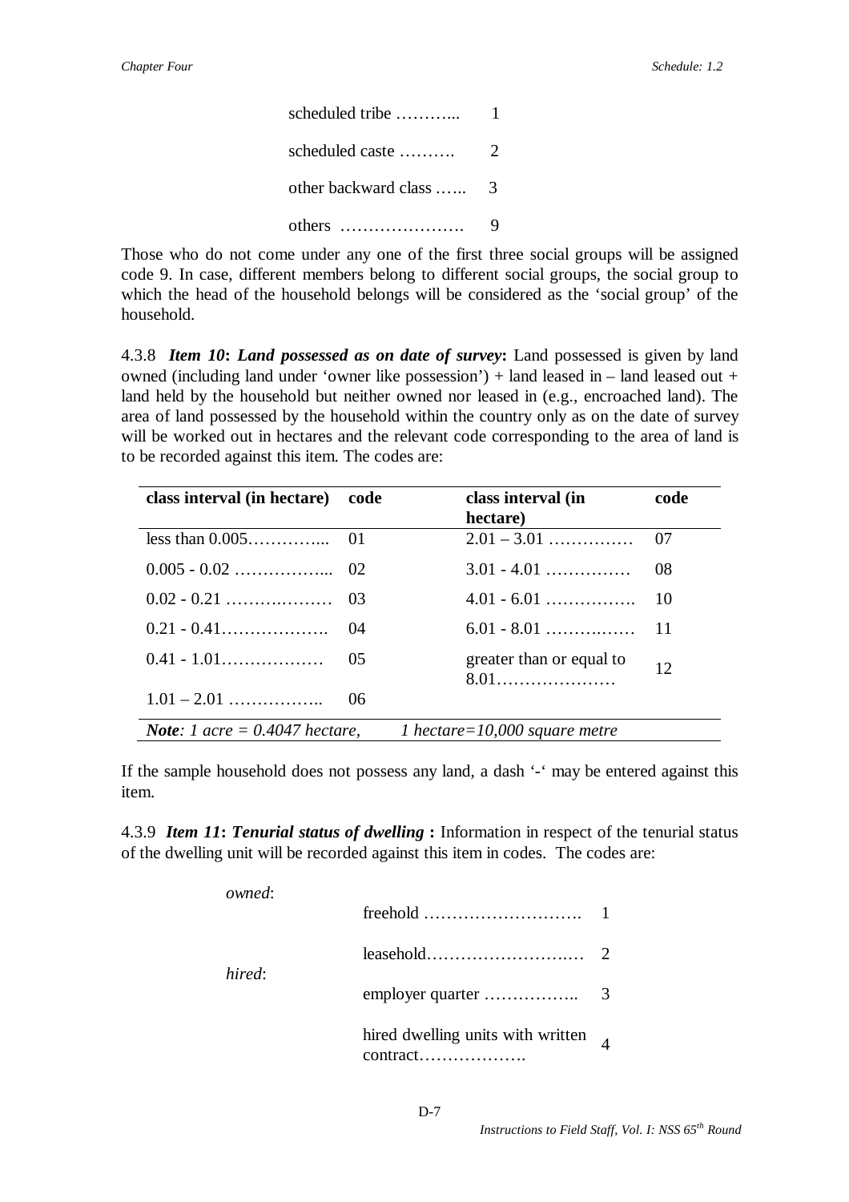| | |
|---|---|
| scheduled tribe ……….. | 1 |
| scheduled caste ………. | 2 |
| other backward class ….. | 3 |
| others …………………. | 9 |

Those who do not come under any one of the first three social groups will be assigned code 9. In case, different members belong to different social groups, the social group to which the head of the household belongs will be considered as the 'social group' of the household.

4.3.8 ***Item 10*: *Land possessed as on date of survey*:** Land possessed is given by land owned (including land under 'owner like possession') + land leased in – land leased out + land held by the household but neither owned nor leased in (e.g., encroached land). The area of land possessed by the household within the country only as on the date of survey will be worked out in hectares and the relevant code corresponding to the area of land is to be recorded against this item. The codes are:

| class interval (in hectare) | code | class interval (in hectare) | code |
|---|---|---|---|
| less than 0.005………….. | 01 | 2.01 – 3.01 …………… | 07 |
| 0.005 - 0.02 ……………... | 02 | 3.01 - 4.01 …………… | 08 |
| 0.02 - 0.21 ……….……… | 03 | 4.01 - 6.01 ……………. | 10 |
| 0.21 - 0.41………………. | 04 | 6.01 - 8.01 ………….…… | 11 |
| 0.41 - 1.01……………… | 05 | greater than or equal to 8.01………………… | 12 |
| 1.01 – 2.01 …………….. | 06 | | |

***Note**: 1 acre = 0.4047 hectare,* *1 hectare=10,000 square metre*

If the sample household does not possess any land, a dash '-' may be entered against this item.

4.3.9 ***Item 11*: *Tenurial status of dwelling* :** Information in respect of the tenurial status of the dwelling unit will be recorded against this item in codes. The codes are:

| | | |
|---|---|---|
| *owned*: | freehold ………………………. | 1 |
| | leasehold………………….…… | 2 |
| *hired*: | employer quarter …………….. | 3 |
| | hired dwelling units with written contract………………. | 4 |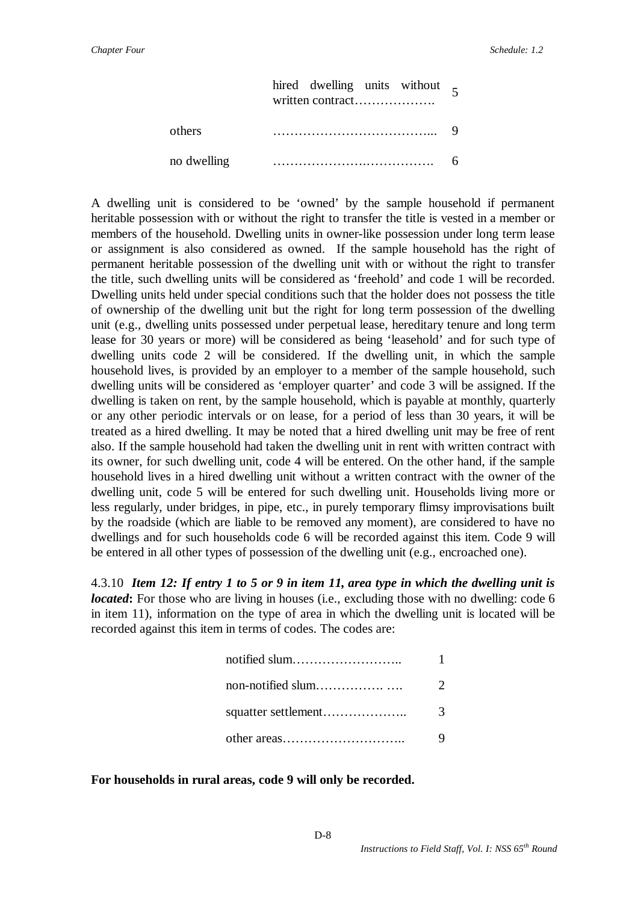| | | |
|---|---|---|
| | hired dwelling units without written contract………………. | 5 |
| others | ………………………………... | 9 |
| no dwelling | ……………………………… | 6 |

A dwelling unit is considered to be 'owned' by the sample household if permanent heritable possession with or without the right to transfer the title is vested in a member or members of the household. Dwelling units in owner-like possession under long term lease or assignment is also considered as owned. If the sample household has the right of permanent heritable possession of the dwelling unit with or without the right to transfer the title, such dwelling units will be considered as 'freehold' and code 1 will be recorded. Dwelling units held under special conditions such that the holder does not possess the title of ownership of the dwelling unit but the right for long term possession of the dwelling unit (e.g., dwelling units possessed under perpetual lease, hereditary tenure and long term lease for 30 years or more) will be considered as being 'leasehold' and for such type of dwelling units code 2 will be considered. If the dwelling unit, in which the sample household lives, is provided by an employer to a member of the sample household, such dwelling units will be considered as 'employer quarter' and code 3 will be assigned. If the dwelling is taken on rent, by the sample household, which is payable at monthly, quarterly or any other periodic intervals or on lease, for a period of less than 30 years, it will be treated as a hired dwelling. It may be noted that a hired dwelling unit may be free of rent also. If the sample household had taken the dwelling unit in rent with written contract with its owner, for such dwelling unit, code 4 will be entered. On the other hand, if the sample household lives in a hired dwelling unit without a written contract with the owner of the dwelling unit, code 5 will be entered for such dwelling unit. Households living more or less regularly, under bridges, in pipe, etc., in purely temporary flimsy improvisations built by the roadside (which are liable to be removed any moment), are considered to have no dwellings and for such households code 6 will be recorded against this item. Code 9 will be entered in all other types of possession of the dwelling unit (e.g., encroached one).

4.3.10 ***Item 12: If entry 1 to 5 or 9 in item 11, area type in which the dwelling unit is located*:** For those who are living in houses (i.e., excluding those with no dwelling: code 6 in item 11), information on the type of area in which the dwelling unit is located will be recorded against this item in terms of codes. The codes are:

| | |
|---|---|
| notified slum…………………….. | 1 |
| non-notified slum……………. …. | 2 |
| squatter settlement……………….. | 3 |
| other areas……………………….. | 9 |

**For households in rural areas, code 9 will only be recorded.**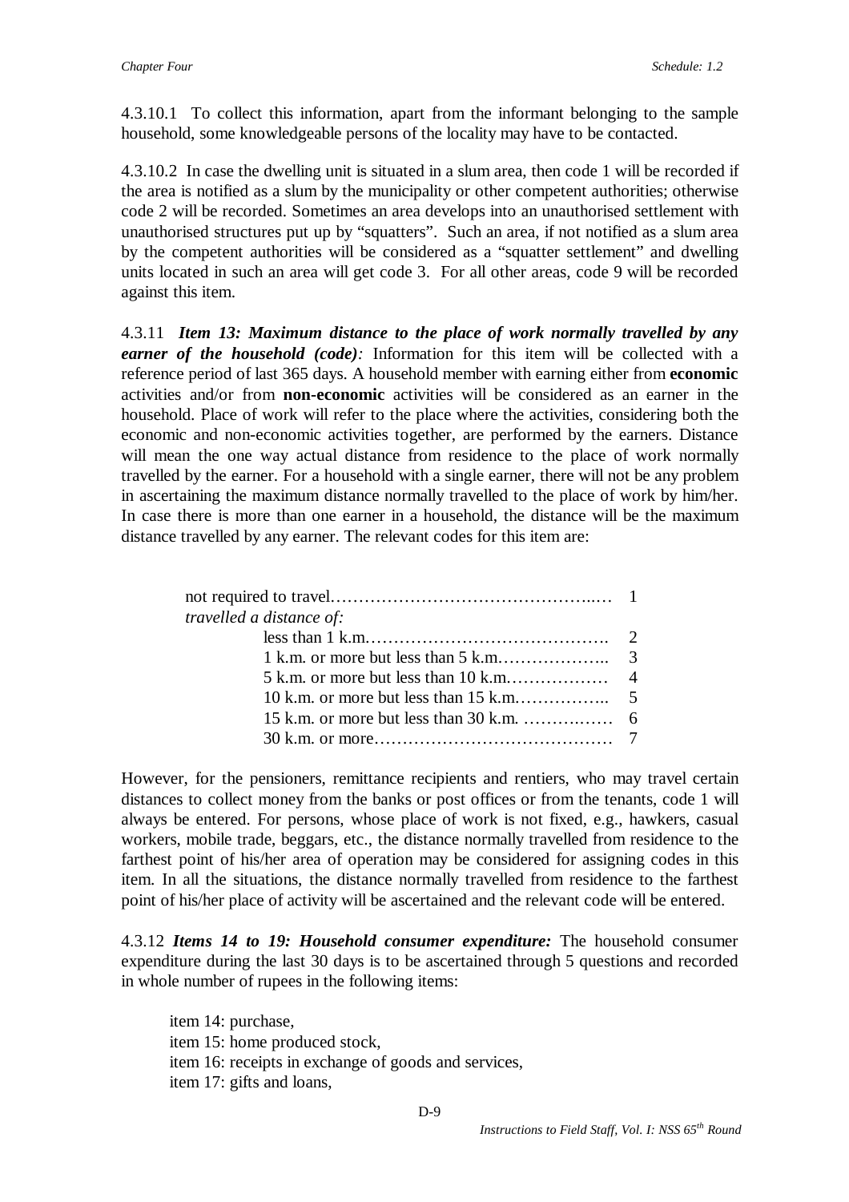4.3.10.1 To collect this information, apart from the informant belonging to the sample household, some knowledgeable persons of the locality may have to be contacted.

4.3.10.2 In case the dwelling unit is situated in a slum area, then code 1 will be recorded if the area is notified as a slum by the municipality or other competent authorities; otherwise code 2 will be recorded. Sometimes an area develops into an unauthorised settlement with unauthorised structures put up by "squatters". Such an area, if not notified as a slum area by the competent authorities will be considered as a "squatter settlement" and dwelling units located in such an area will get code 3. For all other areas, code 9 will be recorded against this item.

4.3.11 ***Item 13: Maximum distance to the place of work normally travelled by any earner of the household (code)****:* Information for this item will be collected with a reference period of last 365 days. A household member with earning either from **economic** activities and/or from **non-economic** activities will be considered as an earner in the household. Place of work will refer to the place where the activities, considering both the economic and non-economic activities together, are performed by the earners. Distance will mean the one way actual distance from residence to the place of work normally travelled by the earner. For a household with a single earner, there will not be any problem in ascertaining the maximum distance normally travelled to the place of work by him/her. In case there is more than one earner in a household, the distance will be the maximum distance travelled by any earner. The relevant codes for this item are:

not required to travel………………………………………..… 1

*travelled a distance of:*

- less than 1 k.m……………………………………. 2
- 1 k.m. or more but less than 5 k.m……………….. 3
- 5 k.m. or more but less than 10 k.m……………… 4
- 10 k.m. or more but less than 15 k.m…………….. 5
- 15 k.m. or more but less than 30 k.m. …………… 6
- 30 k.m. or more…………………………………… 7

However, for the pensioners, remittance recipients and rentiers, who may travel certain distances to collect money from the banks or post offices or from the tenants, code 1 will always be entered. For persons, whose place of work is not fixed, e.g., hawkers, casual workers, mobile trade, beggars, etc., the distance normally travelled from residence to the farthest point of his/her area of operation may be considered for assigning codes in this item. In all the situations, the distance normally travelled from residence to the farthest point of his/her place of activity will be ascertained and the relevant code will be entered.

4.3.12 ***Items 14 to 19: Household consumer expenditure:*** The household consumer expenditure during the last 30 days is to be ascertained through 5 questions and recorded in whole number of rupees in the following items:

item 14: purchase,
item 15: home produced stock,
item 16: receipts in exchange of goods and services,
item 17: gifts and loans,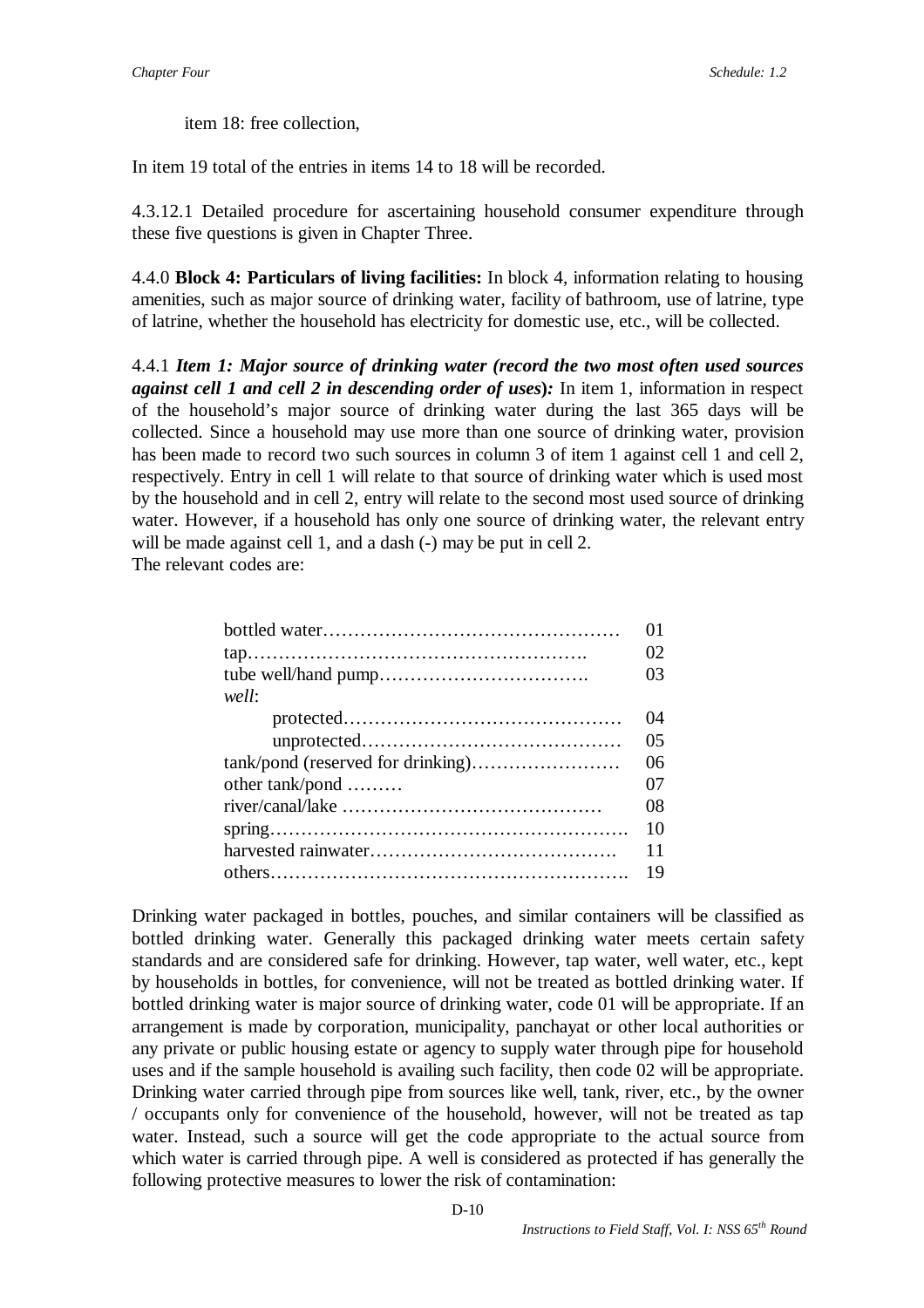item 18: free collection,

In item 19 total of the entries in items 14 to 18 will be recorded.

4.3.12.1 Detailed procedure for ascertaining household consumer expenditure through these five questions is given in Chapter Three.

4.4.0 **Block 4: Particulars of living facilities:** In block 4, information relating to housing amenities, such as major source of drinking water, facility of bathroom, use of latrine, type of latrine, whether the household has electricity for domestic use, etc., will be collected.

4.4.1 ***Item 1: Major source of drinking water (record the two most often used sources against cell 1 and cell 2 in descending order of uses):*** In item 1, information in respect of the household's major source of drinking water during the last 365 days will be collected. Since a household may use more than one source of drinking water, provision has been made to record two such sources in column 3 of item 1 against cell 1 and cell 2, respectively. Entry in cell 1 will relate to that source of drinking water which is used most by the household and in cell 2, entry will relate to the second most used source of drinking water. However, if a household has only one source of drinking water, the relevant entry will be made against cell 1, and a dash (-) may be put in cell 2.

The relevant codes are:

| | |
|---|---|
| bottled water………………………………………… | 01 |
| tap………………………………………………. | 02 |
| tube well/hand pump……………………………. | 03 |
| *well*: | |
| protected……………………………………… | 04 |
| unprotected…………………………………… | 05 |
| tank/pond (reserved for drinking)…………………… | 06 |
| other tank/pond ……… | 07 |
| river/canal/lake …………………………………… | 08 |
| spring…………………………………………………. | 10 |
| harvested rainwater…………………………………. | 11 |
| others…………………………………………………. | 19 |

Drinking water packaged in bottles, pouches, and similar containers will be classified as bottled drinking water. Generally this packaged drinking water meets certain safety standards and are considered safe for drinking. However, tap water, well water, etc., kept by households in bottles, for convenience, will not be treated as bottled drinking water. If bottled drinking water is major source of drinking water, code 01 will be appropriate. If an arrangement is made by corporation, municipality, panchayat or other local authorities or any private or public housing estate or agency to supply water through pipe for household uses and if the sample household is availing such facility, then code 02 will be appropriate. Drinking water carried through pipe from sources like well, tank, river, etc., by the owner / occupants only for convenience of the household, however, will not be treated as tap water. Instead, such a source will get the code appropriate to the actual source from which water is carried through pipe. A well is considered as protected if has generally the following protective measures to lower the risk of contamination: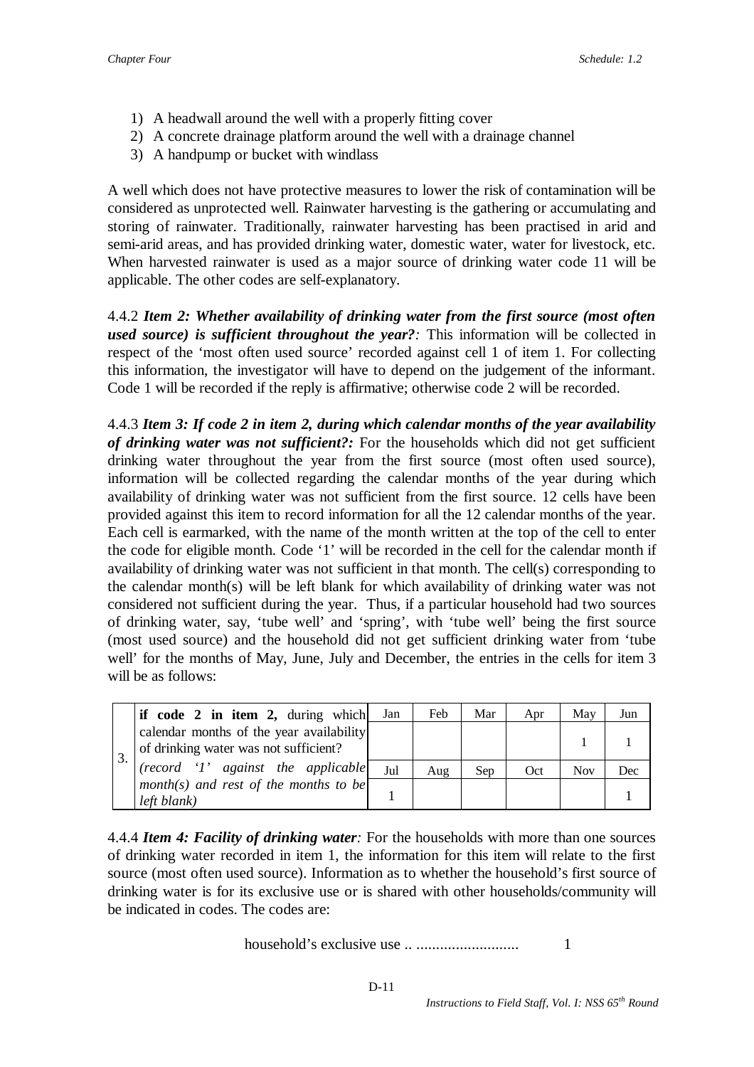1) A headwall around the well with a properly fitting cover
2) A concrete drainage platform around the well with a drainage channel
3) A handpump or bucket with windlass

A well which does not have protective measures to lower the risk of contamination will be considered as unprotected well. Rainwater harvesting is the gathering or accumulating and storing of rainwater. Traditionally, rainwater harvesting has been practised in arid and semi-arid areas, and has provided drinking water, domestic water, water for livestock, etc. When harvested rainwater is used as a major source of drinking water code 11 will be applicable. The other codes are self-explanatory.

4.4.2 ***Item 2: Whether availability of drinking water from the first source (most often used source) is sufficient throughout the year?:*** This information will be collected in respect of the 'most often used source' recorded against cell 1 of item 1. For collecting this information, the investigator will have to depend on the judgement of the informant. Code 1 will be recorded if the reply is affirmative; otherwise code 2 will be recorded.

4.4.3 ***Item 3: If code 2 in item 2, during which calendar months of the year availability of drinking water was not sufficient?:*** For the households which did not get sufficient drinking water throughout the year from the first source (most often used source), information will be collected regarding the calendar months of the year during which availability of drinking water was not sufficient from the first source. 12 cells have been provided against this item to record information for all the 12 calendar months of the year. Each cell is earmarked, with the name of the month written at the top of the cell to enter the code for eligible month. Code '1' will be recorded in the cell for the calendar month if availability of drinking water was not sufficient in that month. The cell(s) corresponding to the calendar month(s) will be left blank for which availability of drinking water was not considered not sufficient during the year. Thus, if a particular household had two sources of drinking water, say, 'tube well' and 'spring', with 'tube well' being the first source (most used source) and the household did not get sufficient drinking water from 'tube well' for the months of May, June, July and December, the entries in the cells for item 3 will be as follows:

| | | Jan | Feb | Mar | Apr | May | Jun |
|---|---|---|---|---|---|---|---|
| 3. | **if code 2 in item 2,** during which calendar months of the year availability of drinking water was not sufficient? | | | | | 1 | 1 |
| | *(record '1' against the applicable month(s) and rest of the months to be left blank)* | Jul | Aug | Sep | Oct | Nov | Dec |
| | | 1 | | | | | 1 |

4.4.4 ***Item 4: Facility of drinking water:*** For the households with more than one sources of drinking water recorded in item 1, the information for this item will relate to the first source (most often used source). Information as to whether the household's first source of drinking water is for its exclusive use or is shared with other households/community will be indicated in codes. The codes are:

household's exclusive use .. .......................... 1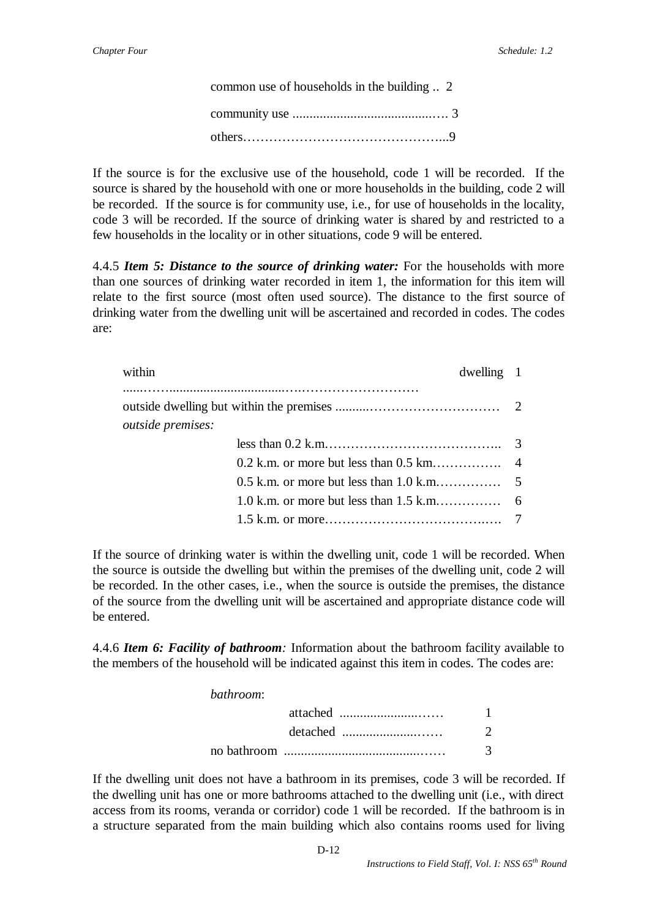common use of households in the building .. 2

community use ............................................… 3

others………………………………………...9

If the source is for the exclusive use of the household, code 1 will be recorded. If the source is shared by the household with one or more households in the building, code 2 will be recorded. If the source is for community use, i.e., for use of households in the locality, code 3 will be recorded. If the source of drinking water is shared by and restricted to a few households in the locality or in other situations, code 9 will be entered.

4.4.5 ***Item 5: Distance to the source of drinking water:*** For the households with more than one sources of drinking water recorded in item 1, the information for this item will relate to the first source (most often used source). The distance to the first source of drinking water from the dwelling unit will be ascertained and recorded in codes. The codes are:

within dwelling ......……...................................….……………………… 1

outside dwelling but within the premises ..........…………………………… 2

*outside premises:*

less than 0.2 k.m.………………………………….. 3

0.2 k.m. or more but less than 0.5 km……………. 4

0.5 k.m. or more but less than 1.0 k.m.…………… 5

1.0 k.m. or more but less than 1.5 k.m.…………… 6

1.5 k.m. or more……………………………….…. 7

If the source of drinking water is within the dwelling unit, code 1 will be recorded. When the source is outside the dwelling but within the premises of the dwelling unit, code 2 will be recorded. In the other cases, i.e., when the source is outside the premises, the distance of the source from the dwelling unit will be ascertained and appropriate distance code will be entered.

4.4.6 ***Item 6: Facility of bathroom****:* Information about the bathroom facility available to the members of the household will be indicated against this item in codes. The codes are:

*bathroom*:

attached ........................…… 1

detached ........................…… 2

no bathroom ...........................................…… 3

If the dwelling unit does not have a bathroom in its premises, code 3 will be recorded. If the dwelling unit has one or more bathrooms attached to the dwelling unit (i.e., with direct access from its rooms, veranda or corridor) code 1 will be recorded. If the bathroom is in a structure separated from the main building which also contains rooms used for living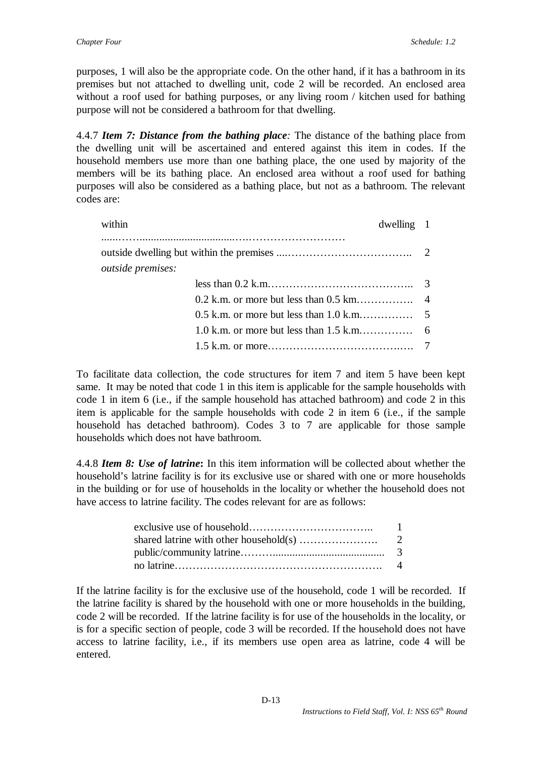purposes, 1 will also be the appropriate code. On the other hand, if it has a bathroom in its premises but not attached to dwelling unit, code 2 will be recorded. An enclosed area without a roof used for bathing purposes, or any living room / kitchen used for bathing purpose will not be considered a bathroom for that dwelling.

4.4.7 ***Item 7: Distance from the bathing place****:* The distance of the bathing place from the dwelling unit will be ascertained and entered against this item in codes. If the household members use more than one bathing place, the one used by majority of the members will be its bathing place. An enclosed area without a roof used for bathing purposes will also be considered as a bathing place, but not as a bathroom. The relevant codes are:

within dwelling ................................................................ 1
outside dwelling but within the premises ................................... 2
*outside premises:*
- less than 0.2 k.m.......................................... 3
- 0.2 k.m. or more but less than 0.5 km................ 4
- 0.5 k.m. or more but less than 1.0 k.m.............. 5
- 1.0 k.m. or more but less than 1.5 k.m.............. 6
- 1.5 k.m. or more............................................ 7

To facilitate data collection, the code structures for item 7 and item 5 have been kept same. It may be noted that code 1 in this item is applicable for the sample households with code 1 in item 6 (i.e., if the sample household has attached bathroom) and code 2 in this item is applicable for the sample households with code 2 in item 6 (i.e., if the sample household has detached bathroom). Codes 3 to 7 are applicable for those sample households which does not have bathroom.

4.4.8 ***Item 8: Use of latrine*****:** In this item information will be collected about whether the household's latrine facility is for its exclusive use or shared with one or more households in the building or for use of households in the locality or whether the household does not have access to latrine facility. The codes relevant for are as follows:

exclusive use of household.................................. 1
shared latrine with other household(s) ...................... 2
public/community latrine........................................ 3
no latrine.......................................................... 4

If the latrine facility is for the exclusive use of the household, code 1 will be recorded. If the latrine facility is shared by the household with one or more households in the building, code 2 will be recorded. If the latrine facility is for use of the households in the locality, or is for a specific section of people, code 3 will be recorded. If the household does not have access to latrine facility, i.e., if its members use open area as latrine, code 4 will be entered.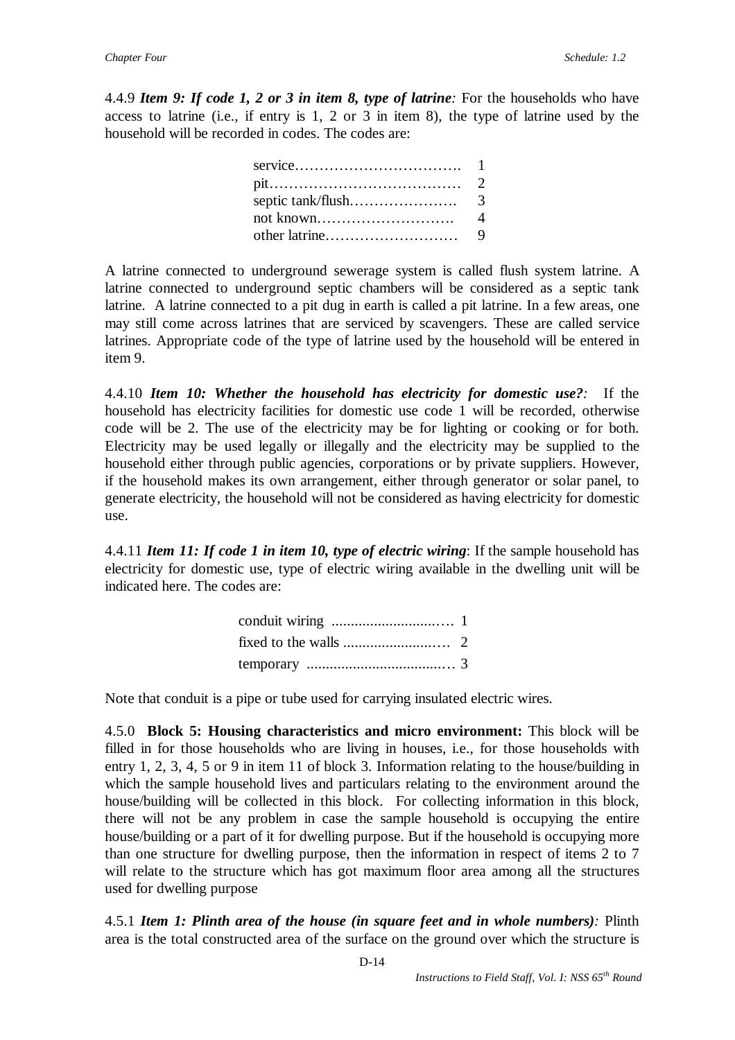4.4.9 ***Item 9: If code 1, 2 or 3 in item 8, type of latrine****:* For the households who have access to latrine (i.e., if entry is 1, 2 or 3 in item 8), the type of latrine used by the household will be recorded in codes. The codes are:

| | |
|---|---|
| service……………………………. | 1 |
| pit………………………………… | 2 |
| septic tank/flush…………………. | 3 |
| not known………………………. | 4 |
| other latrine……………………… | 9 |

A latrine connected to underground sewerage system is called flush system latrine. A latrine connected to underground septic chambers will be considered as a septic tank latrine. A latrine connected to a pit dug in earth is called a pit latrine. In a few areas, one may still come across latrines that are serviced by scavengers. These are called service latrines. Appropriate code of the type of latrine used by the household will be entered in item 9.

4.4.10 ***Item 10: Whether the household has electricity for domestic use?****:* If the household has electricity facilities for domestic use code 1 will be recorded, otherwise code will be 2. The use of the electricity may be for lighting or cooking or for both. Electricity may be used legally or illegally and the electricity may be supplied to the household either through public agencies, corporations or by private suppliers. However, if the household makes its own arrangement, either through generator or solar panel, to generate electricity, the household will not be considered as having electricity for domestic use.

4.4.11 ***Item 11: If code 1 in item 10, type of electric wiring***: If the sample household has electricity for domestic use, type of electric wiring available in the dwelling unit will be indicated here. The codes are:

| | |
|---|---|
| conduit wiring ……………………… | 1 |
| fixed to the walls …………………… | 2 |
| temporary ……………………………… | 3 |

Note that conduit is a pipe or tube used for carrying insulated electric wires.

4.5.0 **Block 5: Housing characteristics and micro environment:** This block will be filled in for those households who are living in houses, i.e., for those households with entry 1, 2, 3, 4, 5 or 9 in item 11 of block 3. Information relating to the house/building in which the sample household lives and particulars relating to the environment around the house/building will be collected in this block. For collecting information in this block, there will not be any problem in case the sample household is occupying the entire house/building or a part of it for dwelling purpose. But if the household is occupying more than one structure for dwelling purpose, then the information in respect of items 2 to 7 will relate to the structure which has got maximum floor area among all the structures used for dwelling purpose

4.5.1 ***Item 1: Plinth area of the house (in square feet and in whole numbers)****:* Plinth area is the total constructed area of the surface on the ground over which the structure is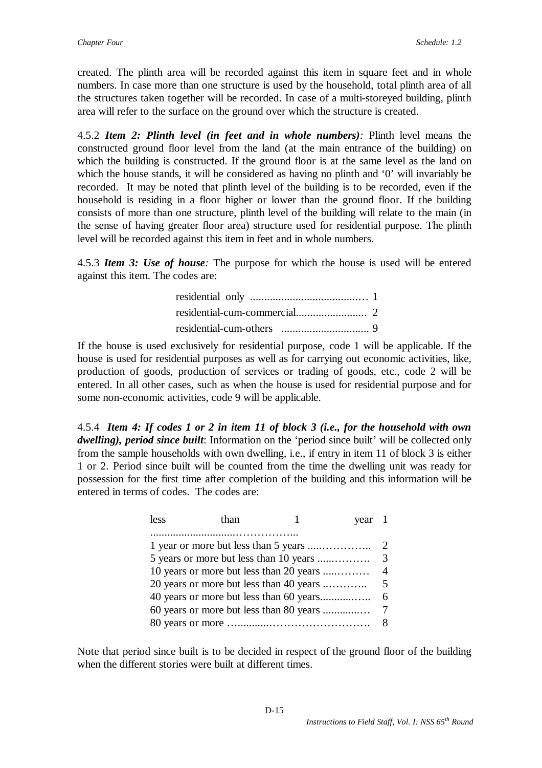created. The plinth area will be recorded against this item in square feet and in whole numbers. In case more than one structure is used by the household, total plinth area of all the structures taken together will be recorded. In case of a multi-storeyed building, plinth area will refer to the surface on the ground over which the structure is created.

4.5.2 ***Item 2: Plinth level (in feet and in whole numbers)****:* Plinth level means the constructed ground floor level from the land (at the main entrance of the building) on which the building is constructed. If the ground floor is at the same level as the land on which the house stands, it will be considered as having no plinth and '0' will invariably be recorded. It may be noted that plinth level of the building is to be recorded, even if the household is residing in a floor higher or lower than the ground floor. If the building consists of more than one structure, plinth level of the building will relate to the main (in the sense of having greater floor area) structure used for residential purpose. The plinth level will be recorded against this item in feet and in whole numbers.

4.5.3 ***Item 3: Use of house****:* The purpose for which the house is used will be entered against this item. The codes are:

residential only ........................................ 1
residential-cum-commercial......................... 2
residential-cum-others ............................... 9

If the house is used exclusively for residential purpose, code 1 will be applicable. If the house is used for residential purposes as well as for carrying out economic activities, like, production of goods, production of services or trading of goods, etc., code 2 will be entered. In all other cases, such as when the house is used for residential purpose and for some non-economic activities, code 9 will be applicable.

4.5.4 ***Item 4: If codes 1 or 2 in item 11 of block 3 (i.e., for the household with own dwelling), period since built***: Information on the 'period since built' will be collected only from the sample households with own dwelling, i.e., if entry in item 11 of block 3 is either 1 or 2. Period since built will be counted from the time the dwelling unit was ready for possession for the first time after completion of the building and this information will be entered in terms of codes. The codes are:

less than 1 year ............................................. 1
1 year or more but less than 5 years ..................... 2
5 years or more but less than 10 years ................... 3
10 years or more but less than 20 years .................. 4
20 years or more but less than 40 years .................. 5
40 years or more but less than 60 years................... 6
60 years or more but less than 80 years .................. 7
80 years or more ............................................ 8

Note that period since built is to be decided in respect of the ground floor of the building when the different stories were built at different times.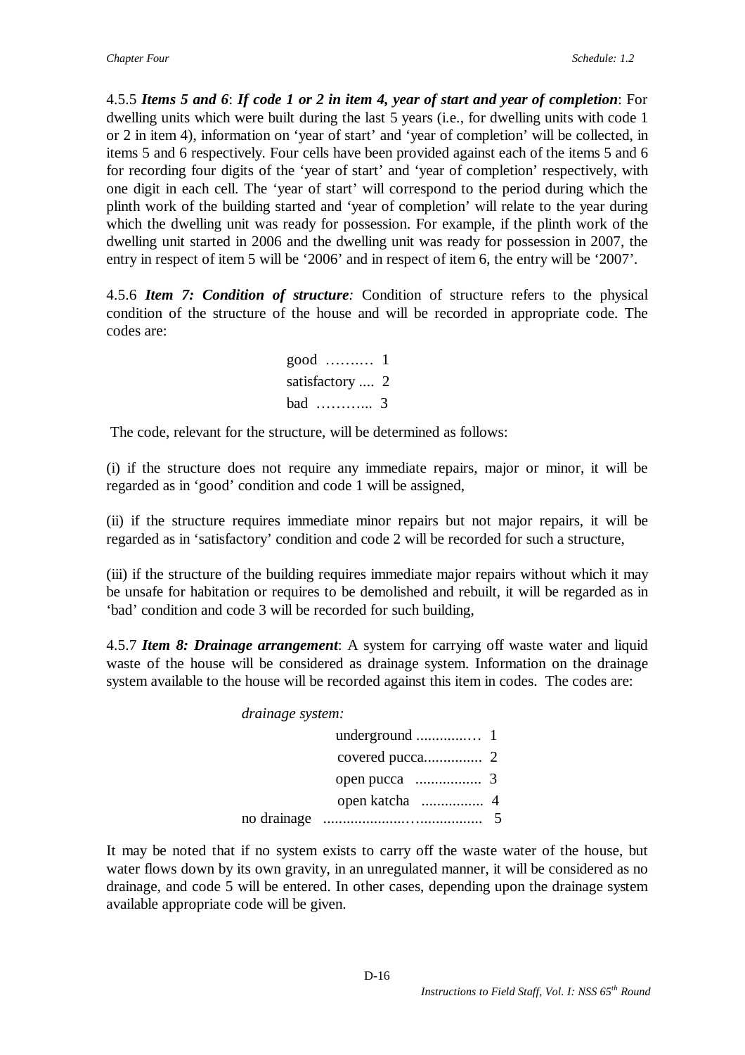4.5.5 ***Items 5 and 6***: ***If code 1 or 2 in item 4, year of start and year of completion***: For dwelling units which were built during the last 5 years (i.e., for dwelling units with code 1 or 2 in item 4), information on 'year of start' and 'year of completion' will be collected, in items 5 and 6 respectively. Four cells have been provided against each of the items 5 and 6 for recording four digits of the 'year of start' and 'year of completion' respectively, with one digit in each cell. The 'year of start' will correspond to the period during which the plinth work of the building started and 'year of completion' will relate to the year during which the dwelling unit was ready for possession. For example, if the plinth work of the dwelling unit started in 2006 and the dwelling unit was ready for possession in 2007, the entry in respect of item 5 will be '2006' and in respect of item 6, the entry will be '2007'.

4.5.6 ***Item 7: Condition of structure:*** Condition of structure refers to the physical condition of the structure of the house and will be recorded in appropriate code. The codes are:

good ……..… 1
satisfactory .... 2
bad ………... 3

The code, relevant for the structure, will be determined as follows:

(i) if the structure does not require any immediate repairs, major or minor, it will be regarded as in 'good' condition and code 1 will be assigned,

(ii) if the structure requires immediate minor repairs but not major repairs, it will be regarded as in 'satisfactory' condition and code 2 will be recorded for such a structure,

(iii) if the structure of the building requires immediate major repairs without which it may be unsafe for habitation or requires to be demolished and rebuilt, it will be regarded as in 'bad' condition and code 3 will be recorded for such building,

4.5.7 ***Item 8: Drainage arrangement***: A system for carrying off waste water and liquid waste of the house will be considered as drainage system. Information on the drainage system available to the house will be recorded against this item in codes. The codes are:

*drainage system:*
underground ..............… 1
covered pucca............... 2
open pucca ................. 3
open katcha ................ 4
no drainage .......................…............... 5

It may be noted that if no system exists to carry off the waste water of the house, but water flows down by its own gravity, in an unregulated manner, it will be considered as no drainage, and code 5 will be entered. In other cases, depending upon the drainage system available appropriate code will be given.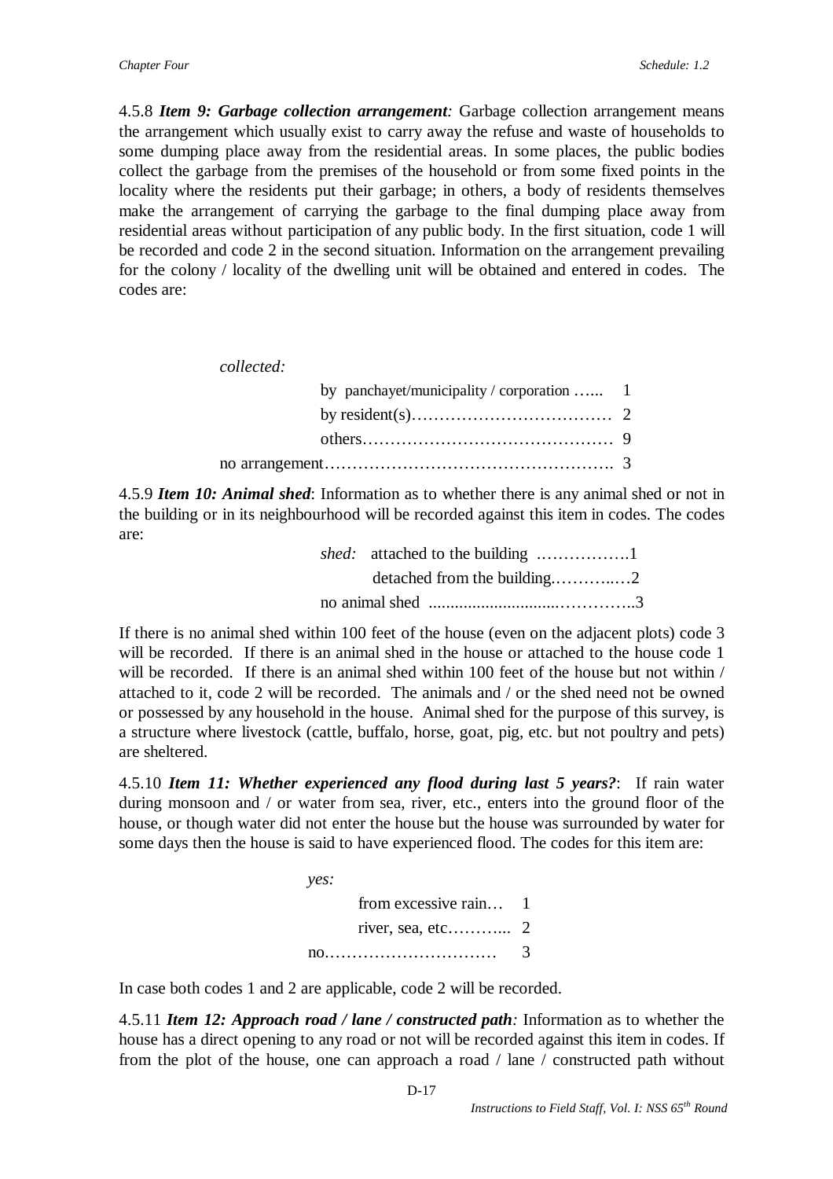4.5.8 ***Item 9: Garbage collection arrangement****:* Garbage collection arrangement means the arrangement which usually exist to carry away the refuse and waste of households to some dumping place away from the residential areas. In some places, the public bodies collect the garbage from the premises of the household or from some fixed points in the locality where the residents put their garbage; in others, a body of residents themselves make the arrangement of carrying the garbage to the final dumping place away from residential areas without participation of any public body. In the first situation, code 1 will be recorded and code 2 in the second situation. Information on the arrangement prevailing for the colony / locality of the dwelling unit will be obtained and entered in codes. The codes are:

*collected:*

by panchayet/municipality / corporation …... 1
by resident(s)……………………………… 2
others……………………………………… 9
no arrangement……………………………………………. 3

4.5.9 ***Item 10: Animal shed***: Information as to whether there is any animal shed or not in the building or in its neighbourhood will be recorded against this item in codes. The codes are:

*shed:* attached to the building …………….1
detached from the building.………..…2
no animal shed ............................…………..3

If there is no animal shed within 100 feet of the house (even on the adjacent plots) code 3 will be recorded. If there is an animal shed in the house or attached to the house code 1 will be recorded. If there is an animal shed within 100 feet of the house but not within / attached to it, code 2 will be recorded. The animals and / or the shed need not be owned or possessed by any household in the house. Animal shed for the purpose of this survey, is a structure where livestock (cattle, buffalo, horse, goat, pig, etc. but not poultry and pets) are sheltered.

4.5.10 ***Item 11: Whether experienced any flood during last 5 years?***: If rain water during monsoon and / or water from sea, river, etc., enters into the ground floor of the house, or though water did not enter the house but the house was surrounded by water for some days then the house is said to have experienced flood. The codes for this item are:

*yes:*

from excessive rain… 1
river, sea, etc………... 2
no.………………………… 3

In case both codes 1 and 2 are applicable, code 2 will be recorded.

4.5.11 ***Item 12: Approach road / lane / constructed path****:* Information as to whether the house has a direct opening to any road or not will be recorded against this item in codes. If from the plot of the house, one can approach a road / lane / constructed path without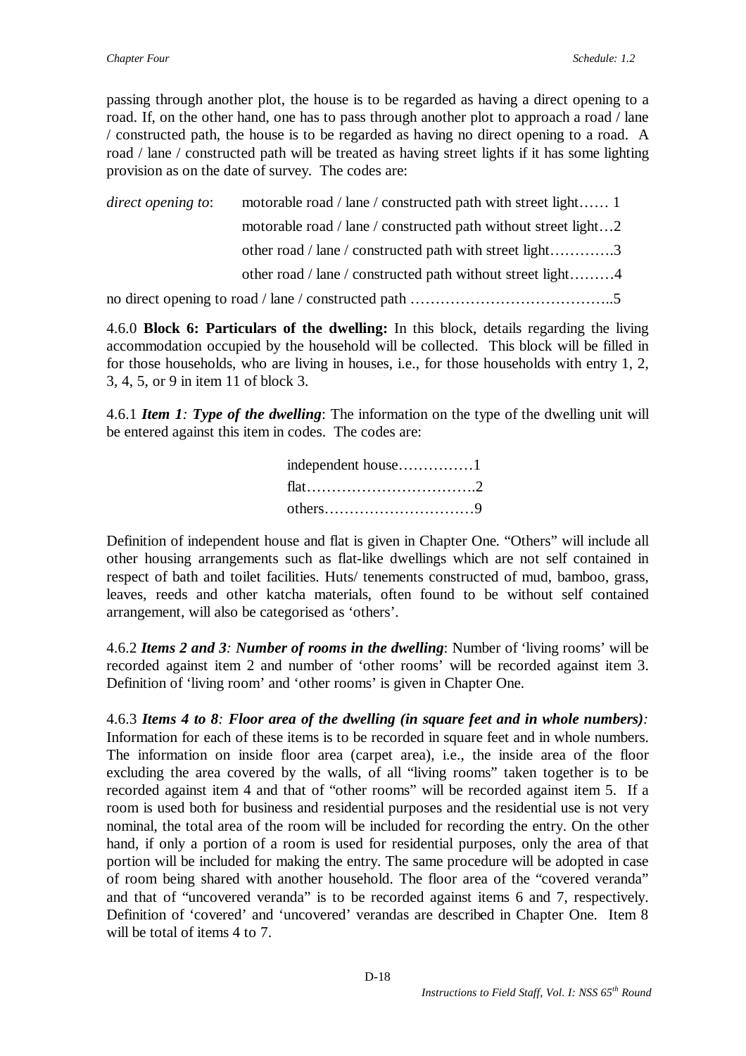passing through another plot, the house is to be regarded as having a direct opening to a road. If, on the other hand, one has to pass through another plot to approach a road / lane / constructed path, the house is to be regarded as having no direct opening to a road. A road / lane / constructed path will be treated as having street lights if it has some lighting provision as on the date of survey. The codes are:

*direct opening to*: motorable road / lane / constructed path with street light…… 1
motorable road / lane / constructed path without street light…2
other road / lane / constructed path with street light………….3
other road / lane / constructed path without street light………4

no direct opening to road / lane / constructed path …………………………………..5

4.6.0 **Block 6: Particulars of the dwelling:** In this block, details regarding the living accommodation occupied by the household will be collected. This block will be filled in for those households, who are living in houses, i.e., for those households with entry 1, 2, 3, 4, 5, or 9 in item 11 of block 3.

4.6.1 ***Item 1**: **Type of the dwelling***: The information on the type of the dwelling unit will be entered against this item in codes. The codes are:

independent house……………1
flat…………………………….2
others…………………………9

Definition of independent house and flat is given in Chapter One. "Others" will include all other housing arrangements such as flat-like dwellings which are not self contained in respect of bath and toilet facilities. Huts/ tenements constructed of mud, bamboo, grass, leaves, reeds and other katcha materials, often found to be without self contained arrangement, will also be categorised as 'others'.

4.6.2 ***Items 2 and 3**: **Number of rooms in the dwelling***: Number of 'living rooms' will be recorded against item 2 and number of 'other rooms' will be recorded against item 3. Definition of 'living room' and 'other rooms' is given in Chapter One.

4.6.3 ***Items 4 to 8**: **Floor area of the dwelling (in square feet and in whole numbers)**:* Information for each of these items is to be recorded in square feet and in whole numbers. The information on inside floor area (carpet area), i.e., the inside area of the floor excluding the area covered by the walls, of all "living rooms" taken together is to be recorded against item 4 and that of "other rooms" will be recorded against item 5. If a room is used both for business and residential purposes and the residential use is not very nominal, the total area of the room will be included for recording the entry. On the other hand, if only a portion of a room is used for residential purposes, only the area of that portion will be included for making the entry. The same procedure will be adopted in case of room being shared with another household. The floor area of the "covered veranda" and that of "uncovered veranda" is to be recorded against items 6 and 7, respectively. Definition of 'covered' and 'uncovered' verandas are described in Chapter One. Item 8 will be total of items 4 to 7.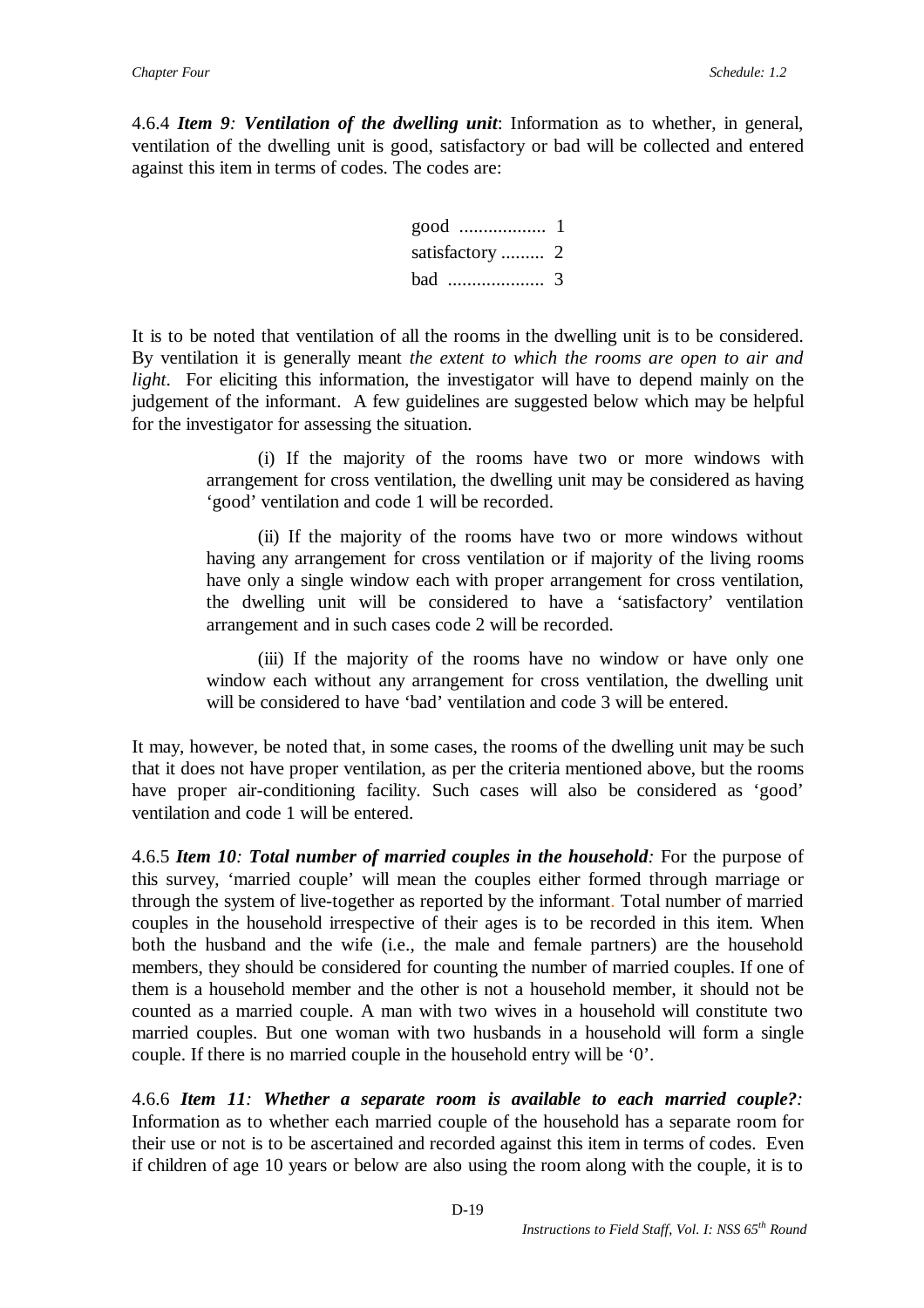4.6.4 ***Item 9**: **Ventilation of the dwelling unit***: Information as to whether, in general, ventilation of the dwelling unit is good, satisfactory or bad will be collected and entered against this item in terms of codes. The codes are:

good .................. 1
satisfactory ......... 2
bad .................... 3

It is to be noted that ventilation of all the rooms in the dwelling unit is to be considered. By ventilation it is generally meant *the extent to which the rooms are open to air and light*. For eliciting this information, the investigator will have to depend mainly on the judgement of the informant. A few guidelines are suggested below which may be helpful for the investigator for assessing the situation.

(i) If the majority of the rooms have two or more windows with arrangement for cross ventilation, the dwelling unit may be considered as having 'good' ventilation and code 1 will be recorded.

(ii) If the majority of the rooms have two or more windows without having any arrangement for cross ventilation or if majority of the living rooms have only a single window each with proper arrangement for cross ventilation, the dwelling unit will be considered to have a 'satisfactory' ventilation arrangement and in such cases code 2 will be recorded.

(iii) If the majority of the rooms have no window or have only one window each without any arrangement for cross ventilation, the dwelling unit will be considered to have 'bad' ventilation and code 3 will be entered.

It may, however, be noted that, in some cases, the rooms of the dwelling unit may be such that it does not have proper ventilation, as per the criteria mentioned above, but the rooms have proper air-conditioning facility. Such cases will also be considered as 'good' ventilation and code 1 will be entered.

4.6.5 ***Item 10**: **Total number of married couples in the household**:* For the purpose of this survey, 'married couple' will mean the couples either formed through marriage or through the system of live-together as reported by the informant. Total number of married couples in the household irrespective of their ages is to be recorded in this item. When both the husband and the wife (i.e., the male and female partners) are the household members, they should be considered for counting the number of married couples. If one of them is a household member and the other is not a household member, it should not be counted as a married couple. A man with two wives in a household will constitute two married couples. But one woman with two husbands in a household will form a single couple. If there is no married couple in the household entry will be '0'.

4.6.6 ***Item 11**: **Whether a separate room is available to each married couple?**:* Information as to whether each married couple of the household has a separate room for their use or not is to be ascertained and recorded against this item in terms of codes. Even if children of age 10 years or below are also using the room along with the couple, it is to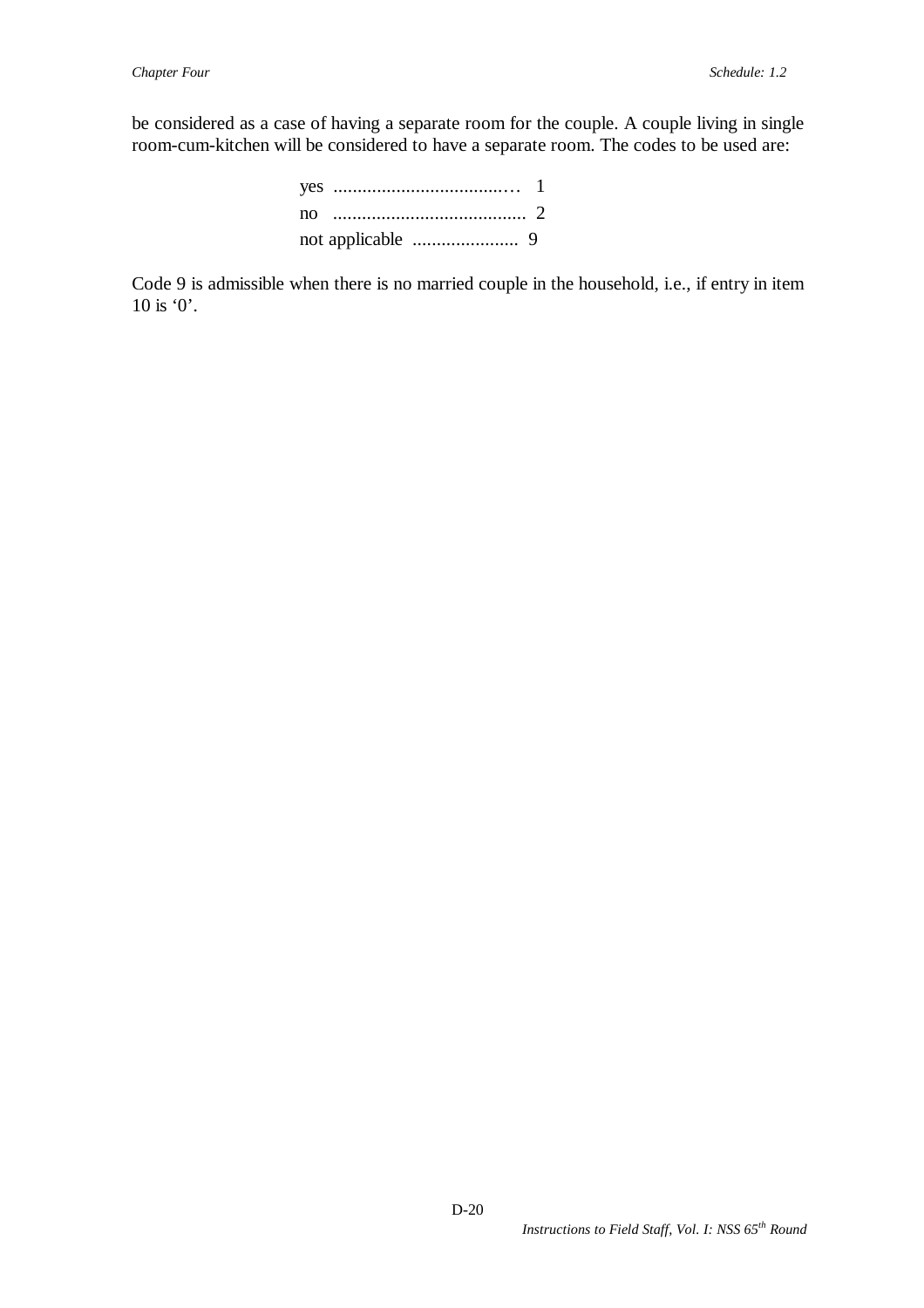be considered as a case of having a separate room for the couple. A couple living in single room-cum-kitchen will be considered to have a separate room. The codes to be used are:

yes .....................................… 1
no ........................................ 2
not applicable ...................... 9

Code 9 is admissible when there is no married couple in the household, i.e., if entry in item 10 is ‘0’.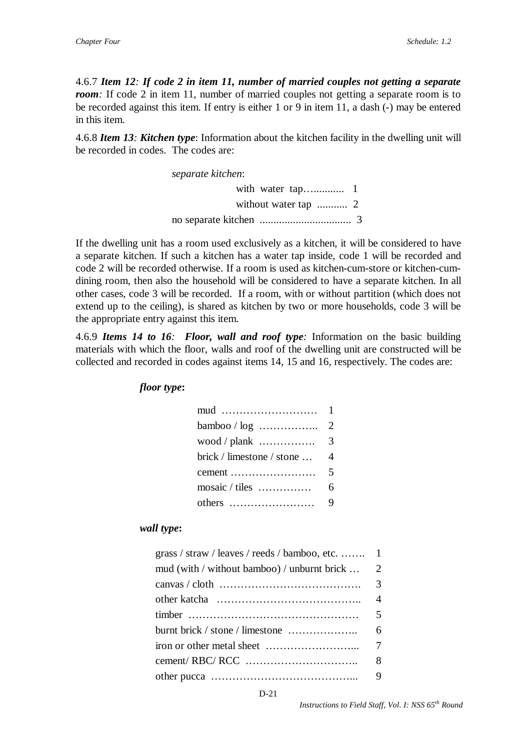4.6.7 ***Item 12**: **If code 2 in item 11, number of married couples not getting a separate room**:* If code 2 in item 11, number of married couples not getting a separate room is to be recorded against this item. If entry is either 1 or 9 in item 11, a dash (-) may be entered in this item.

4.6.8 ***Item 13**: **Kitchen type***: Information about the kitchen facility in the dwelling unit will be recorded in codes. The codes are:

*separate kitchen*:

- with water tap…........... 1
- without water tap .......... 2

no separate kitchen ................................ 3

If the dwelling unit has a room used exclusively as a kitchen, it will be considered to have a separate kitchen. If such a kitchen has a water tap inside, code 1 will be recorded and code 2 will be recorded otherwise. If a room is used as kitchen-cum-store or kitchen-cum-dining room, then also the household will be considered to have a separate kitchen. In all other cases, code 3 will be recorded. If a room, with or without partition (which does not extend up to the ceiling), is shared as kitchen by two or more households, code 3 will be the appropriate entry against this item.

4.6.9 ***Items 14 to 16**: **Floor, wall and roof type**:* Information on the basic building materials with which the floor, walls and roof of the dwelling unit are constructed will be collected and recorded in codes against items 14, 15 and 16, respectively. The codes are:

***floor type*:**

| | |
|---|---|
| mud ……………………… | 1 |
| bamboo / log …………….. | 2 |
| wood / plank ……………. | 3 |
| brick / limestone / stone … | 4 |
| cement …………………… | 5 |
| mosaic / tiles …………… | 6 |
| others …………………… | 9 |

***wall type*:**

| | |
|---|---|
| grass / straw / leaves / reeds / bamboo, etc. ……. | 1 |
| mud (with / without bamboo) / unburnt brick … | 2 |
| canvas / cloth …………………………………. | 3 |
| other katcha ………………………………….. | 4 |
| timber ………………………………………… | 5 |
| burnt brick / stone / limestone ……………….. | 6 |
| iron or other metal sheet ……………………... | 7 |
| cement/ RBC/ RCC ………………………….. | 8 |
| other pucca …………………………………... | 9 |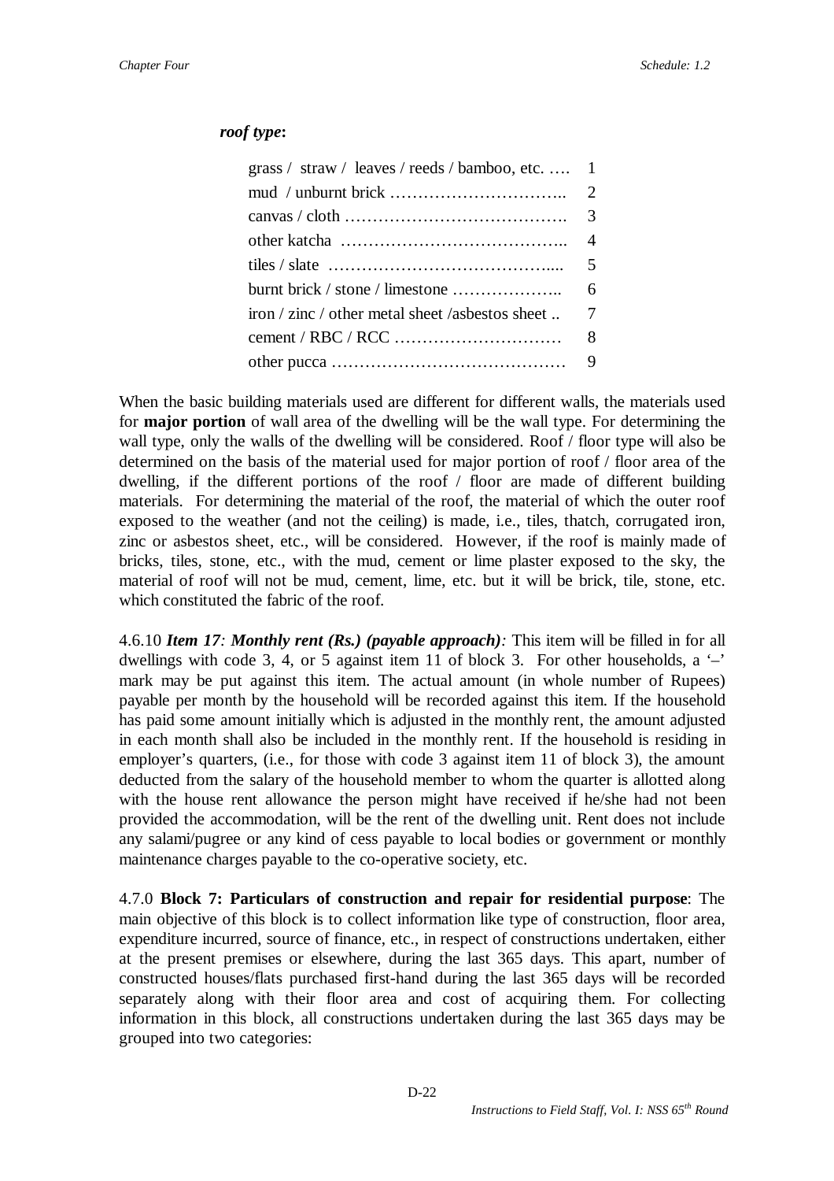***roof type*:**

| | |
|---|---|
| grass / straw / leaves / reeds / bamboo, etc. …. | 1 |
| mud / unburnt brick ………………………….. | 2 |
| canvas / cloth …………………………………. | 3 |
| other katcha ………………………………….. | 4 |
| tiles / slate …………………………………..... | 5 |
| burnt brick / stone / limestone ……………….. | 6 |
| iron / zinc / other metal sheet /asbestos sheet .. | 7 |
| cement / RBC / RCC ………………………… | 8 |
| other pucca …………………………………… | 9 |

When the basic building materials used are different for different walls, the materials used for **major portion** of wall area of the dwelling will be the wall type. For determining the wall type, only the walls of the dwelling will be considered. Roof / floor type will also be determined on the basis of the material used for major portion of roof / floor area of the dwelling, if the different portions of the roof / floor are made of different building materials. For determining the material of the roof, the material of which the outer roof exposed to the weather (and not the ceiling) is made, i.e., tiles, thatch, corrugated iron, zinc or asbestos sheet, etc., will be considered. However, if the roof is mainly made of bricks, tiles, stone, etc., with the mud, cement or lime plaster exposed to the sky, the material of roof will not be mud, cement, lime, etc. but it will be brick, tile, stone, etc. which constituted the fabric of the roof.

4.6.10 ***Item 17**: **Monthly rent (Rs.) (payable approach)**:* This item will be filled in for all dwellings with code 3, 4, or 5 against item 11 of block 3. For other households, a '–' mark may be put against this item. The actual amount (in whole number of Rupees) payable per month by the household will be recorded against this item. If the household has paid some amount initially which is adjusted in the monthly rent, the amount adjusted in each month shall also be included in the monthly rent. If the household is residing in employer's quarters, (i.e., for those with code 3 against item 11 of block 3), the amount deducted from the salary of the household member to whom the quarter is allotted along with the house rent allowance the person might have received if he/she had not been provided the accommodation, will be the rent of the dwelling unit. Rent does not include any salami/pugree or any kind of cess payable to local bodies or government or monthly maintenance charges payable to the co-operative society, etc.

4.7.0 **Block 7: Particulars of construction and repair for residential purpose**: The main objective of this block is to collect information like type of construction, floor area, expenditure incurred, source of finance, etc., in respect of constructions undertaken, either at the present premises or elsewhere, during the last 365 days. This apart, number of constructed houses/flats purchased first-hand during the last 365 days will be recorded separately along with their floor area and cost of acquiring them. For collecting information in this block, all constructions undertaken during the last 365 days may be grouped into two categories: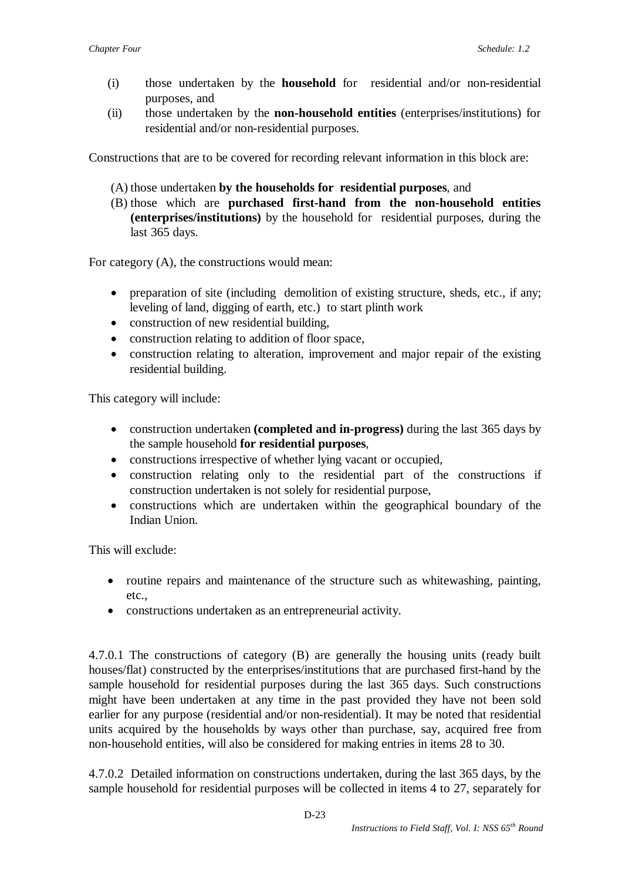(i) those undertaken by the **household** for residential and/or non-residential purposes, and
(ii) those undertaken by the **non-household entities** (enterprises/institutions) for residential and/or non-residential purposes.

Constructions that are to be covered for recording relevant information in this block are:

(A) those undertaken **by the households for residential purposes**, and
(B) those which are **purchased first-hand from the non-household entities (enterprises/institutions)** by the household for residential purposes, during the last 365 days.

For category (A), the constructions would mean:

- preparation of site (including demolition of existing structure, sheds, etc., if any; leveling of land, digging of earth, etc.) to start plinth work
- construction of new residential building,
- construction relating to addition of floor space,
- construction relating to alteration, improvement and major repair of the existing residential building.

This category will include:

- construction undertaken **(completed and in-progress)** during the last 365 days by the sample household **for residential purposes**,
- constructions irrespective of whether lying vacant or occupied,
- construction relating only to the residential part of the constructions if construction undertaken is not solely for residential purpose,
- constructions which are undertaken within the geographical boundary of the Indian Union.

This will exclude:

- routine repairs and maintenance of the structure such as whitewashing, painting, etc.,
- constructions undertaken as an entrepreneurial activity.

4.7.0.1 The constructions of category (B) are generally the housing units (ready built houses/flat) constructed by the enterprises/institutions that are purchased first-hand by the sample household for residential purposes during the last 365 days. Such constructions might have been undertaken at any time in the past provided they have not been sold earlier for any purpose (residential and/or non-residential). It may be noted that residential units acquired by the households by ways other than purchase, say, acquired free from non-household entities, will also be considered for making entries in items 28 to 30.

4.7.0.2 Detailed information on constructions undertaken, during the last 365 days, by the sample household for residential purposes will be collected in items 4 to 27, separately for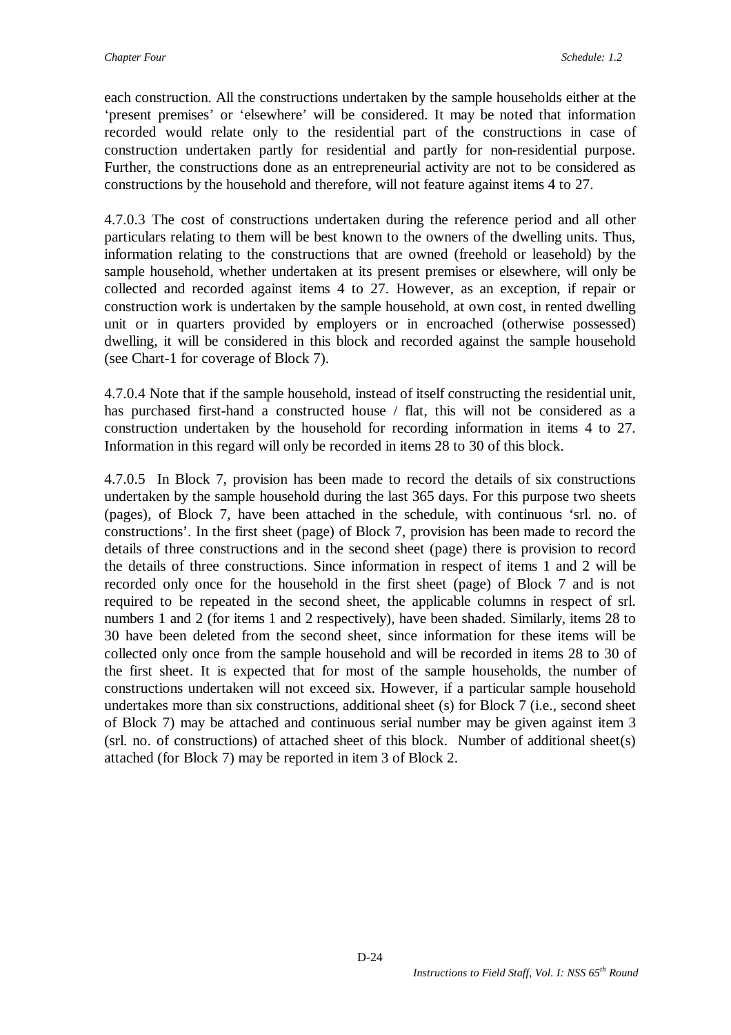each construction. All the constructions undertaken by the sample households either at the 'present premises' or 'elsewhere' will be considered. It may be noted that information recorded would relate only to the residential part of the constructions in case of construction undertaken partly for residential and partly for non-residential purpose. Further, the constructions done as an entrepreneurial activity are not to be considered as constructions by the household and therefore, will not feature against items 4 to 27.

4.7.0.3 The cost of constructions undertaken during the reference period and all other particulars relating to them will be best known to the owners of the dwelling units. Thus, information relating to the constructions that are owned (freehold or leasehold) by the sample household, whether undertaken at its present premises or elsewhere, will only be collected and recorded against items 4 to 27. However, as an exception, if repair or construction work is undertaken by the sample household, at own cost, in rented dwelling unit or in quarters provided by employers or in encroached (otherwise possessed) dwelling, it will be considered in this block and recorded against the sample household (see Chart-1 for coverage of Block 7).

4.7.0.4 Note that if the sample household, instead of itself constructing the residential unit, has purchased first-hand a constructed house / flat, this will not be considered as a construction undertaken by the household for recording information in items 4 to 27. Information in this regard will only be recorded in items 28 to 30 of this block.

4.7.0.5 In Block 7, provision has been made to record the details of six constructions undertaken by the sample household during the last 365 days. For this purpose two sheets (pages), of Block 7, have been attached in the schedule, with continuous 'srl. no. of constructions'. In the first sheet (page) of Block 7, provision has been made to record the details of three constructions and in the second sheet (page) there is provision to record the details of three constructions. Since information in respect of items 1 and 2 will be recorded only once for the household in the first sheet (page) of Block 7 and is not required to be repeated in the second sheet, the applicable columns in respect of srl. numbers 1 and 2 (for items 1 and 2 respectively), have been shaded. Similarly, items 28 to 30 have been deleted from the second sheet, since information for these items will be collected only once from the sample household and will be recorded in items 28 to 30 of the first sheet. It is expected that for most of the sample households, the number of constructions undertaken will not exceed six. However, if a particular sample household undertakes more than six constructions, additional sheet (s) for Block 7 (i.e., second sheet of Block 7) may be attached and continuous serial number may be given against item 3 (srl. no. of constructions) of attached sheet of this block. Number of additional sheet(s) attached (for Block 7) may be reported in item 3 of Block 2.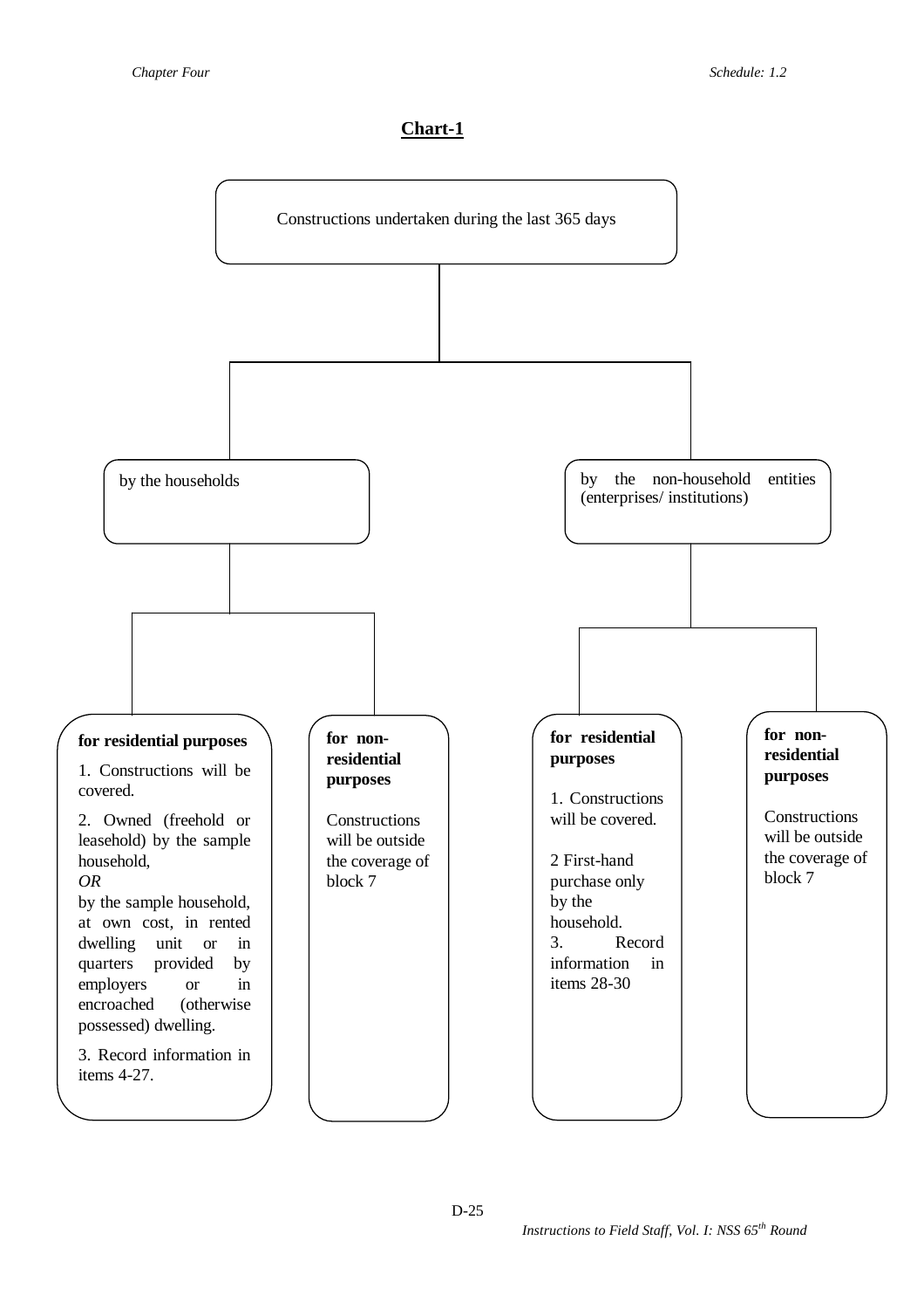## Chart-1

**Constructions undertaken during the last 365 days**

- **by the households**
  - **for residential purposes**
    1. Constructions will be covered.
    2. Owned (freehold or leasehold) by the sample household,
       *OR*
       by the sample household, at own cost, in rented dwelling unit or in quarters provided by employers or in encroached (otherwise possessed) dwelling.
    3. Record information in items 4-27.
  - **for non-residential purposes**

    Constructions will be outside the coverage of block 7
- **by the non-household entities (enterprises/ institutions)**
  - **for residential purposes**
    1. Constructions will be covered.
    2. First-hand purchase only by the household.
    3. Record information in items 28-30
  - **for non-residential purposes**

    Constructions will be outside the coverage of block 7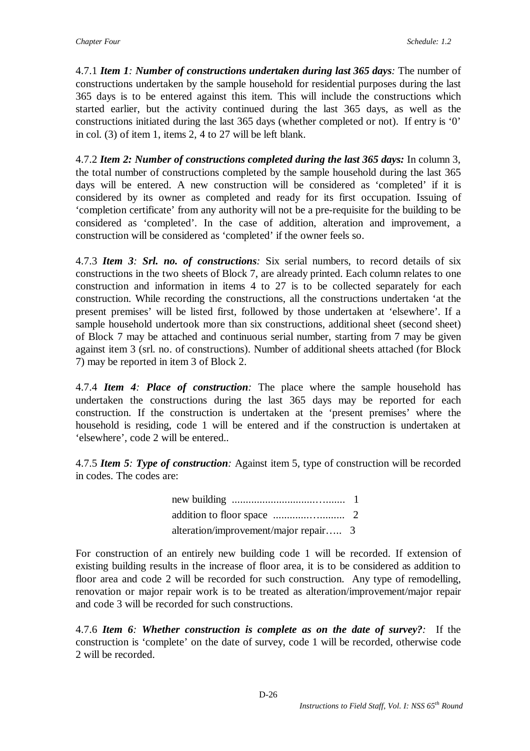4.7.1 ***Item 1**: **Number of constructions undertaken during last 365 days**:* The number of constructions undertaken by the sample household for residential purposes during the last 365 days is to be entered against this item. This will include the constructions which started earlier, but the activity continued during the last 365 days, as well as the constructions initiated during the last 365 days (whether completed or not). If entry is '0' in col. (3) of item 1, items 2, 4 to 27 will be left blank.

4.7.2 ***Item 2: Number of constructions completed during the last 365 days:*** In column 3, the total number of constructions completed by the sample household during the last 365 days will be entered. A new construction will be considered as 'completed' if it is considered by its owner as completed and ready for its first occupation. Issuing of 'completion certificate' from any authority will not be a pre-requisite for the building to be considered as 'completed'. In the case of addition, alteration and improvement, a construction will be considered as 'completed' if the owner feels so.

4.7.3 ***Item 3**: **Srl. no. of constructions**:* Six serial numbers, to record details of six constructions in the two sheets of Block 7, are already printed. Each column relates to one construction and information in items 4 to 27 is to be collected separately for each construction. While recording the constructions, all the constructions undertaken 'at the present premises' will be listed first, followed by those undertaken at 'elsewhere'. If a sample household undertook more than six constructions, additional sheet (second sheet) of Block 7 may be attached and continuous serial number, starting from 7 may be given against item 3 (srl. no. of constructions). Number of additional sheets attached (for Block 7) may be reported in item 3 of Block 2.

4.7.4 ***Item 4**: **Place of construction**:* The place where the sample household has undertaken the constructions during the last 365 days may be reported for each construction. If the construction is undertaken at the 'present premises' where the household is residing, code 1 will be entered and if the construction is undertaken at 'elsewhere', code 2 will be entered..

4.7.5 ***Item 5**: **Type of construction**:* Against item 5, type of construction will be recorded in codes. The codes are:

new building ..........................…...... 1
addition to floor space ............…......... 2
alteration/improvement/major repair….. 3

For construction of an entirely new building code 1 will be recorded. If extension of existing building results in the increase of floor area, it is to be considered as addition to floor area and code 2 will be recorded for such construction. Any type of remodelling, renovation or major repair work is to be treated as alteration/improvement/major repair and code 3 will be recorded for such constructions.

4.7.6 ***Item 6**: **Whether construction is complete as on the date of survey?**:* If the construction is 'complete' on the date of survey, code 1 will be recorded, otherwise code 2 will be recorded.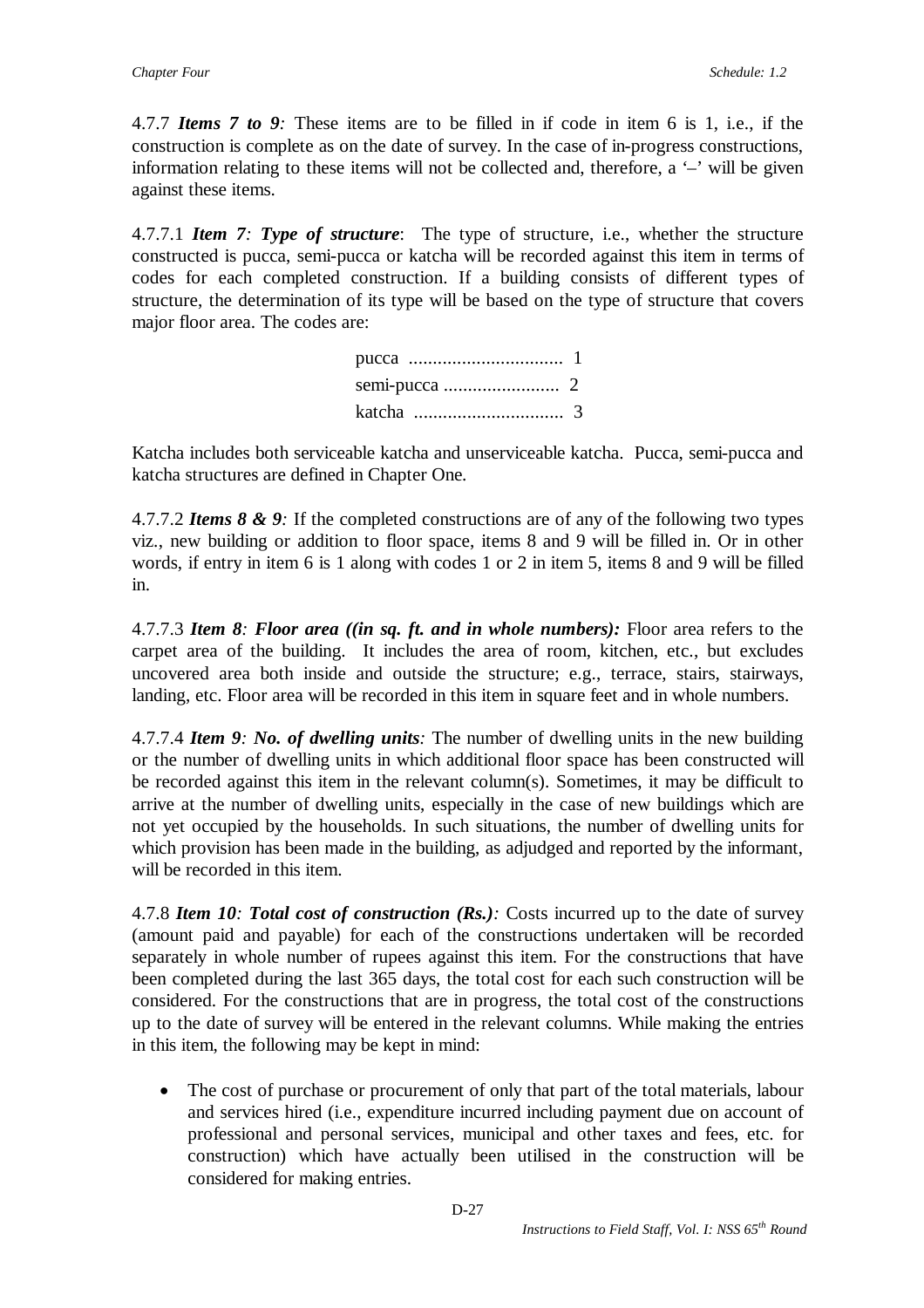4.7.7 ***Items 7 to 9:*** These items are to be filled in if code in item 6 is 1, i.e., if the construction is complete as on the date of survey. In the case of in-progress constructions, information relating to these items will not be collected and, therefore, a '–' will be given against these items.

4.7.7.1 ***Item 7: Type of structure***: The type of structure, i.e., whether the structure constructed is pucca, semi-pucca or katcha will be recorded against this item in terms of codes for each completed construction. If a building consists of different types of structure, the determination of its type will be based on the type of structure that covers major floor area. The codes are:

pucca ................................ 1
semi-pucca ........................ 2
katcha ............................... 3

Katcha includes both serviceable katcha and unserviceable katcha. Pucca, semi-pucca and katcha structures are defined in Chapter One.

4.7.7.2 ***Items 8 & 9:*** If the completed constructions are of any of the following two types viz., new building or addition to floor space, items 8 and 9 will be filled in. Or in other words, if entry in item 6 is 1 along with codes 1 or 2 in item 5, items 8 and 9 will be filled in.

4.7.7.3 ***Item 8: Floor area ((in sq. ft. and in whole numbers):*** Floor area refers to the carpet area of the building. It includes the area of room, kitchen, etc., but excludes uncovered area both inside and outside the structure; e.g., terrace, stairs, stairways, landing, etc. Floor area will be recorded in this item in square feet and in whole numbers.

4.7.7.4 ***Item 9: No. of dwelling units:*** The number of dwelling units in the new building or the number of dwelling units in which additional floor space has been constructed will be recorded against this item in the relevant column(s). Sometimes, it may be difficult to arrive at the number of dwelling units, especially in the case of new buildings which are not yet occupied by the households. In such situations, the number of dwelling units for which provision has been made in the building, as adjudged and reported by the informant, will be recorded in this item.

4.7.8 ***Item 10: Total cost of construction (Rs.):*** Costs incurred up to the date of survey (amount paid and payable) for each of the constructions undertaken will be recorded separately in whole number of rupees against this item. For the constructions that have been completed during the last 365 days, the total cost for each such construction will be considered. For the constructions that are in progress, the total cost of the constructions up to the date of survey will be entered in the relevant columns. While making the entries in this item, the following may be kept in mind:

- The cost of purchase or procurement of only that part of the total materials, labour and services hired (i.e., expenditure incurred including payment due on account of professional and personal services, municipal and other taxes and fees, etc. for construction) which have actually been utilised in the construction will be considered for making entries.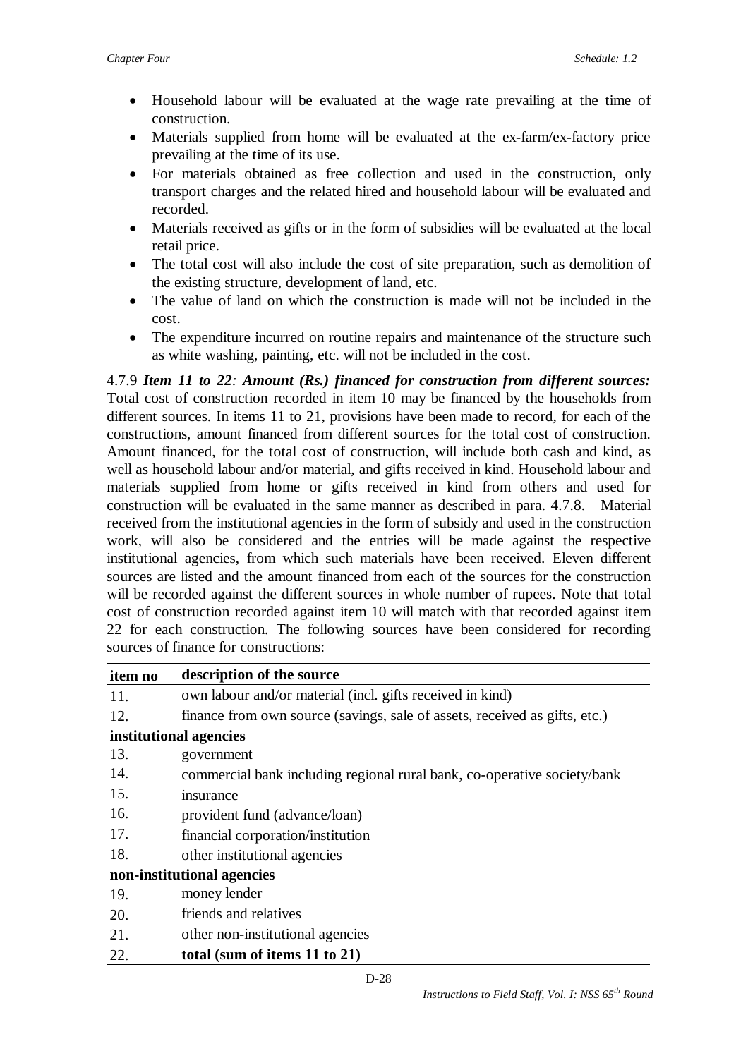- Household labour will be evaluated at the wage rate prevailing at the time of construction.
- Materials supplied from home will be evaluated at the ex-farm/ex-factory price prevailing at the time of its use.
- For materials obtained as free collection and used in the construction, only transport charges and the related hired and household labour will be evaluated and recorded.
- Materials received as gifts or in the form of subsidies will be evaluated at the local retail price.
- The total cost will also include the cost of site preparation, such as demolition of the existing structure, development of land, etc.
- The value of land on which the construction is made will not be included in the cost.
- The expenditure incurred on routine repairs and maintenance of the structure such as white washing, painting, etc. will not be included in the cost.

4.7.9 ***Item 11 to 22**: **Amount (Rs.) financed for construction from different sources:*** Total cost of construction recorded in item 10 may be financed by the households from different sources. In items 11 to 21, provisions have been made to record, for each of the constructions, amount financed from different sources for the total cost of construction. Amount financed, for the total cost of construction, will include both cash and kind, as well as household labour and/or material, and gifts received in kind. Household labour and materials supplied from home or gifts received in kind from others and used for construction will be evaluated in the same manner as described in para. 4.7.8. Material received from the institutional agencies in the form of subsidy and used in the construction work, will also be considered and the entries will be made against the respective institutional agencies, from which such materials have been received. Eleven different sources are listed and the amount financed from each of the sources for the construction will be recorded against the different sources in whole number of rupees. Note that total cost of construction recorded against item 10 will match with that recorded against item 22 for each construction. The following sources have been considered for recording sources of finance for constructions:

| item no | description of the source |
|---|---|
| 11. | own labour and/or material (incl. gifts received in kind) |
| 12. | finance from own source (savings, sale of assets, received as gifts, etc.) |
| **institutional agencies** | |
| 13. | government |
| 14. | commercial bank including regional rural bank, co-operative society/bank |
| 15. | insurance |
| 16. | provident fund (advance/loan) |
| 17. | financial corporation/institution |
| 18. | other institutional agencies |
| **non-institutional agencies** | |
| 19. | money lender |
| 20. | friends and relatives |
| 21. | other non-institutional agencies |
| 22. | **total (sum of items 11 to 21)** |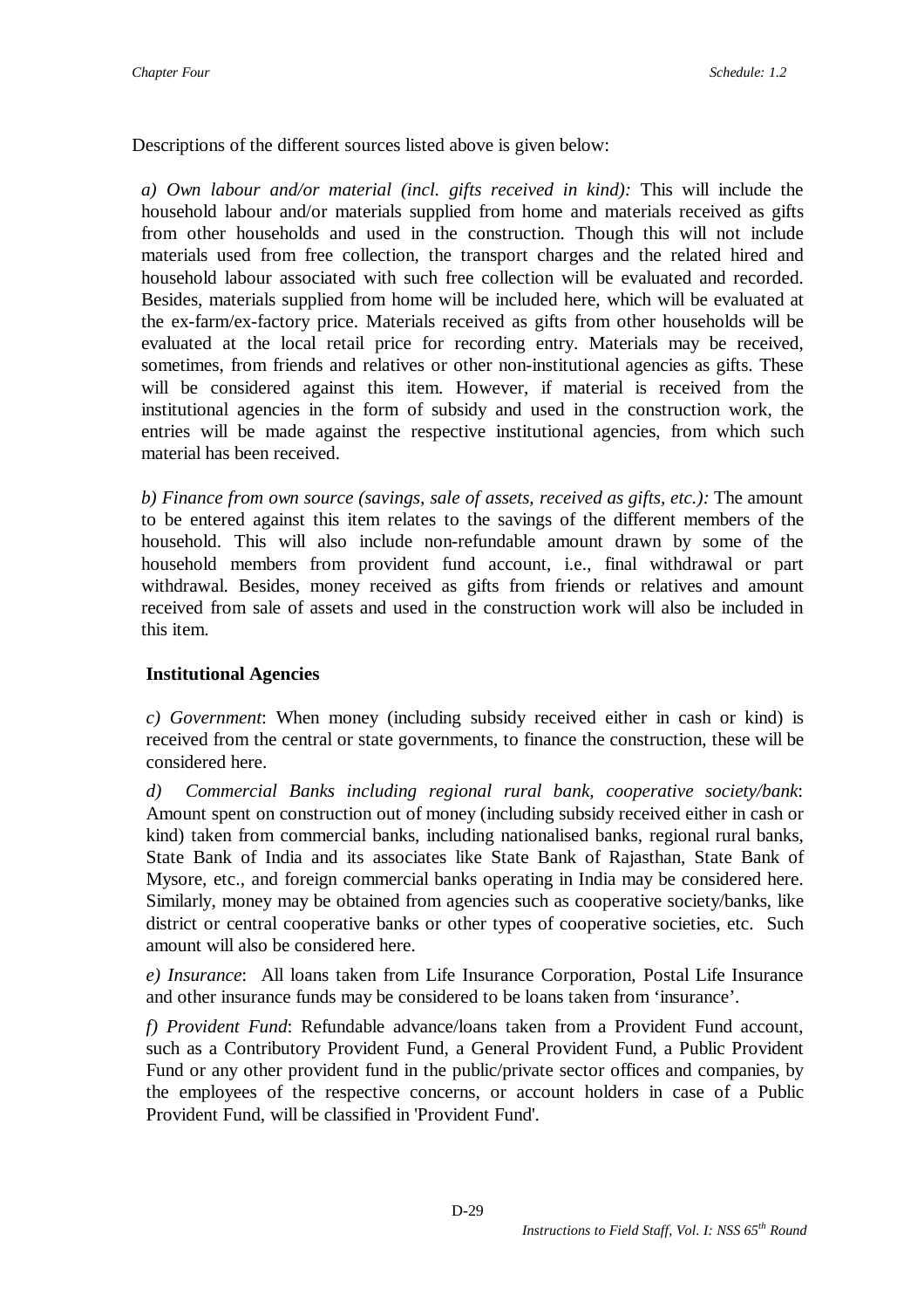Descriptions of the different sources listed above is given below:

*a) Own labour and/or material (incl. gifts received in kind):* This will include the household labour and/or materials supplied from home and materials received as gifts from other households and used in the construction. Though this will not include materials used from free collection, the transport charges and the related hired and household labour associated with such free collection will be evaluated and recorded. Besides, materials supplied from home will be included here, which will be evaluated at the ex-farm/ex-factory price. Materials received as gifts from other households will be evaluated at the local retail price for recording entry. Materials may be received, sometimes, from friends and relatives or other non-institutional agencies as gifts. These will be considered against this item. However, if material is received from the institutional agencies in the form of subsidy and used in the construction work, the entries will be made against the respective institutional agencies, from which such material has been received.

*b) Finance from own source (savings, sale of assets, received as gifts, etc.):* The amount to be entered against this item relates to the savings of the different members of the household. This will also include non-refundable amount drawn by some of the household members from provident fund account, i.e., final withdrawal or part withdrawal. Besides, money received as gifts from friends or relatives and amount received from sale of assets and used in the construction work will also be included in this item.

**Institutional Agencies**

*c) Government*: When money (including subsidy received either in cash or kind) is received from the central or state governments, to finance the construction, these will be considered here.

*d) Commercial Banks including regional rural bank, cooperative society/bank*: Amount spent on construction out of money (including subsidy received either in cash or kind) taken from commercial banks, including nationalised banks, regional rural banks, State Bank of India and its associates like State Bank of Rajasthan, State Bank of Mysore, etc., and foreign commercial banks operating in India may be considered here. Similarly, money may be obtained from agencies such as cooperative society/banks, like district or central cooperative banks or other types of cooperative societies, etc. Such amount will also be considered here.

*e) Insurance*: All loans taken from Life Insurance Corporation, Postal Life Insurance and other insurance funds may be considered to be loans taken from 'insurance'.

*f) Provident Fund*: Refundable advance/loans taken from a Provident Fund account, such as a Contributory Provident Fund, a General Provident Fund, a Public Provident Fund or any other provident fund in the public/private sector offices and companies, by the employees of the respective concerns, or account holders in case of a Public Provident Fund, will be classified in 'Provident Fund'.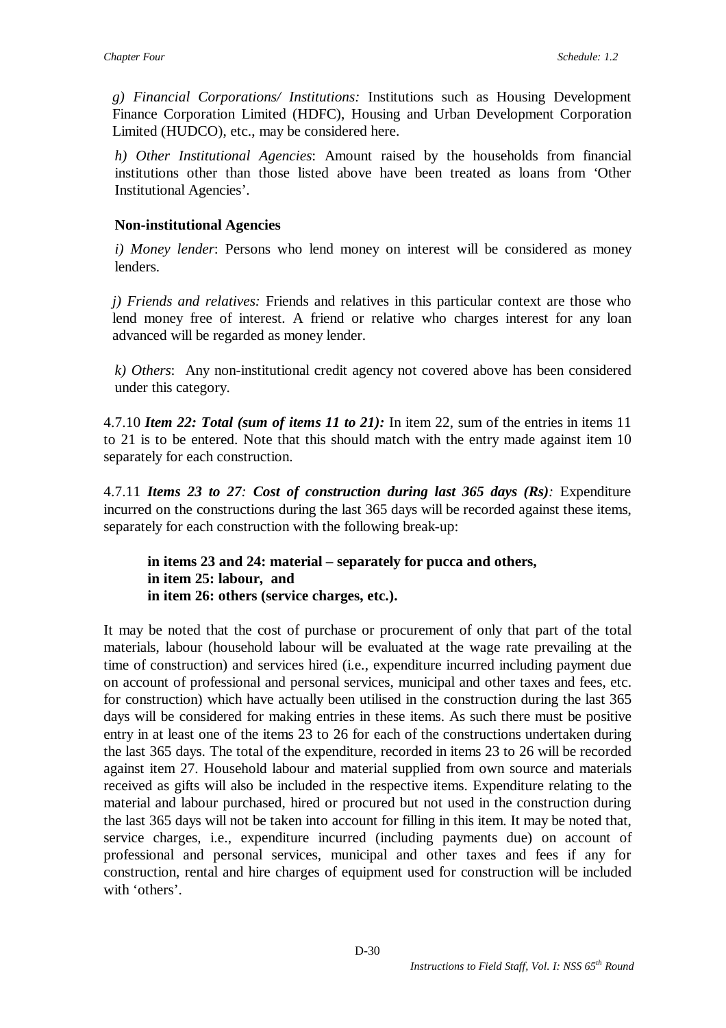*g) Financial Corporations/ Institutions:* Institutions such as Housing Development Finance Corporation Limited (HDFC), Housing and Urban Development Corporation Limited (HUDCO), etc., may be considered here.

*h) Other Institutional Agencies*: Amount raised by the households from financial institutions other than those listed above have been treated as loans from 'Other Institutional Agencies'.

**Non-institutional Agencies**

*i) Money lender*: Persons who lend money on interest will be considered as money lenders.

*j) Friends and relatives:* Friends and relatives in this particular context are those who lend money free of interest. A friend or relative who charges interest for any loan advanced will be regarded as money lender.

*k) Others*: Any non-institutional credit agency not covered above has been considered under this category.

4.7.10 ***Item 22: Total (sum of items 11 to 21):*** In item 22, sum of the entries in items 11 to 21 is to be entered. Note that this should match with the entry made against item 10 separately for each construction.

4.7.11 ***Items 23 to 27**: **Cost of construction during last 365 days (Rs)**:* Expenditure incurred on the constructions during the last 365 days will be recorded against these items, separately for each construction with the following break-up:

> **in items 23 and 24: material – separately for pucca and others,**
> **in item 25: labour, and**
> **in item 26: others (service charges, etc.).**

It may be noted that the cost of purchase or procurement of only that part of the total materials, labour (household labour will be evaluated at the wage rate prevailing at the time of construction) and services hired (i.e., expenditure incurred including payment due on account of professional and personal services, municipal and other taxes and fees, etc. for construction) which have actually been utilised in the construction during the last 365 days will be considered for making entries in these items. As such there must be positive entry in at least one of the items 23 to 26 for each of the constructions undertaken during the last 365 days. The total of the expenditure, recorded in items 23 to 26 will be recorded against item 27. Household labour and material supplied from own source and materials received as gifts will also be included in the respective items. Expenditure relating to the material and labour purchased, hired or procured but not used in the construction during the last 365 days will not be taken into account for filling in this item. It may be noted that, service charges, i.e., expenditure incurred (including payments due) on account of professional and personal services, municipal and other taxes and fees if any for construction, rental and hire charges of equipment used for construction will be included with 'others'.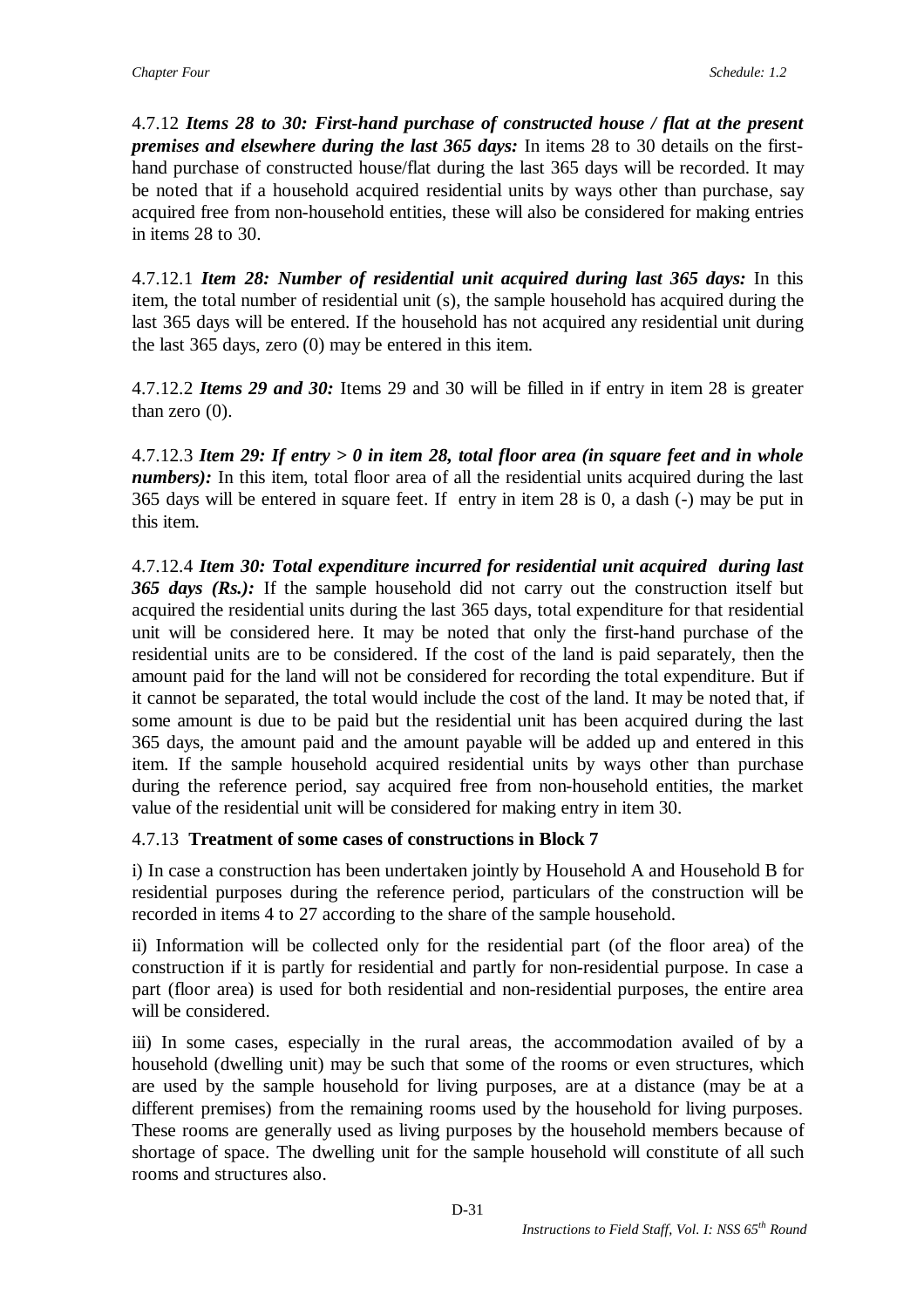4.7.12 ***Items 28 to 30: First-hand purchase of constructed house / flat at the present premises and elsewhere during the last 365 days:*** In items 28 to 30 details on the first-hand purchase of constructed house/flat during the last 365 days will be recorded. It may be noted that if a household acquired residential units by ways other than purchase, say acquired free from non-household entities, these will also be considered for making entries in items 28 to 30.

4.7.12.1 ***Item 28: Number of residential unit acquired during last 365 days:*** In this item, the total number of residential unit (s), the sample household has acquired during the last 365 days will be entered. If the household has not acquired any residential unit during the last 365 days, zero (0) may be entered in this item.

4.7.12.2 ***Items 29 and 30:*** Items 29 and 30 will be filled in if entry in item 28 is greater than zero (0).

4.7.12.3 ***Item 29: If entry > 0 in item 28, total floor area (in square feet and in whole numbers):*** In this item, total floor area of all the residential units acquired during the last 365 days will be entered in square feet. If entry in item 28 is 0, a dash (-) may be put in this item.

4.7.12.4 ***Item 30: Total expenditure incurred for residential unit acquired during last 365 days (Rs.):*** If the sample household did not carry out the construction itself but acquired the residential units during the last 365 days, total expenditure for that residential unit will be considered here. It may be noted that only the first-hand purchase of the residential units are to be considered. If the cost of the land is paid separately, then the amount paid for the land will not be considered for recording the total expenditure. But if it cannot be separated, the total would include the cost of the land. It may be noted that, if some amount is due to be paid but the residential unit has been acquired during the last 365 days, the amount paid and the amount payable will be added up and entered in this item. If the sample household acquired residential units by ways other than purchase during the reference period, say acquired free from non-household entities, the market value of the residential unit will be considered for making entry in item 30.

4.7.13 **Treatment of some cases of constructions in Block 7**

i) In case a construction has been undertaken jointly by Household A and Household B for residential purposes during the reference period, particulars of the construction will be recorded in items 4 to 27 according to the share of the sample household.

ii) Information will be collected only for the residential part (of the floor area) of the construction if it is partly for residential and partly for non-residential purpose. In case a part (floor area) is used for both residential and non-residential purposes, the entire area will be considered.

iii) In some cases, especially in the rural areas, the accommodation availed of by a household (dwelling unit) may be such that some of the rooms or even structures, which are used by the sample household for living purposes, are at a distance (may be at a different premises) from the remaining rooms used by the household for living purposes. These rooms are generally used as living purposes by the household members because of shortage of space. The dwelling unit for the sample household will constitute of all such rooms and structures also.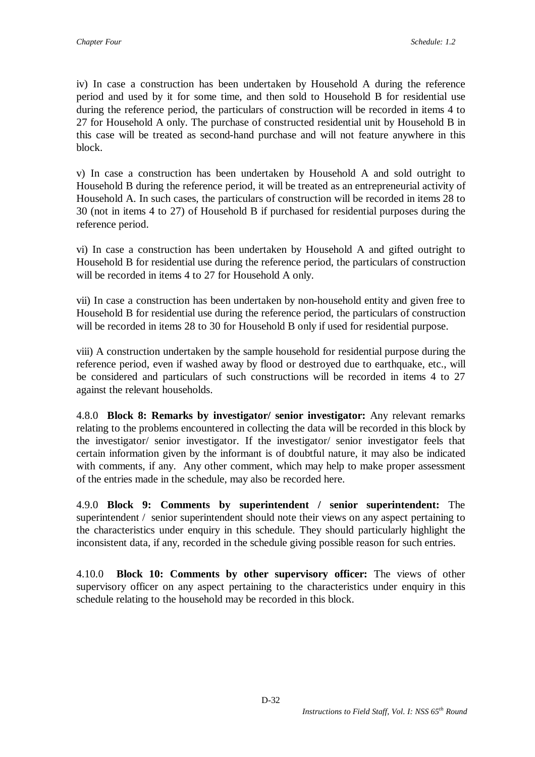iv) In case a construction has been undertaken by Household A during the reference period and used by it for some time, and then sold to Household B for residential use during the reference period, the particulars of construction will be recorded in items 4 to 27 for Household A only. The purchase of constructed residential unit by Household B in this case will be treated as second-hand purchase and will not feature anywhere in this block.

v) In case a construction has been undertaken by Household A and sold outright to Household B during the reference period, it will be treated as an entrepreneurial activity of Household A. In such cases, the particulars of construction will be recorded in items 28 to 30 (not in items 4 to 27) of Household B if purchased for residential purposes during the reference period.

vi) In case a construction has been undertaken by Household A and gifted outright to Household B for residential use during the reference period, the particulars of construction will be recorded in items 4 to 27 for Household A only.

vii) In case a construction has been undertaken by non-household entity and given free to Household B for residential use during the reference period, the particulars of construction will be recorded in items 28 to 30 for Household B only if used for residential purpose.

viii) A construction undertaken by the sample household for residential purpose during the reference period, even if washed away by flood or destroyed due to earthquake, etc., will be considered and particulars of such constructions will be recorded in items 4 to 27 against the relevant households.

4.8.0 **Block 8: Remarks by investigator/ senior investigator:** Any relevant remarks relating to the problems encountered in collecting the data will be recorded in this block by the investigator/ senior investigator. If the investigator/ senior investigator feels that certain information given by the informant is of doubtful nature, it may also be indicated with comments, if any. Any other comment, which may help to make proper assessment of the entries made in the schedule, may also be recorded here.

4.9.0 **Block 9: Comments by superintendent / senior superintendent:** The superintendent / senior superintendent should note their views on any aspect pertaining to the characteristics under enquiry in this schedule. They should particularly highlight the inconsistent data, if any, recorded in the schedule giving possible reason for such entries.

4.10.0 **Block 10: Comments by other supervisory officer:** The views of other supervisory officer on any aspect pertaining to the characteristics under enquiry in this schedule relating to the household may be recorded in this block.